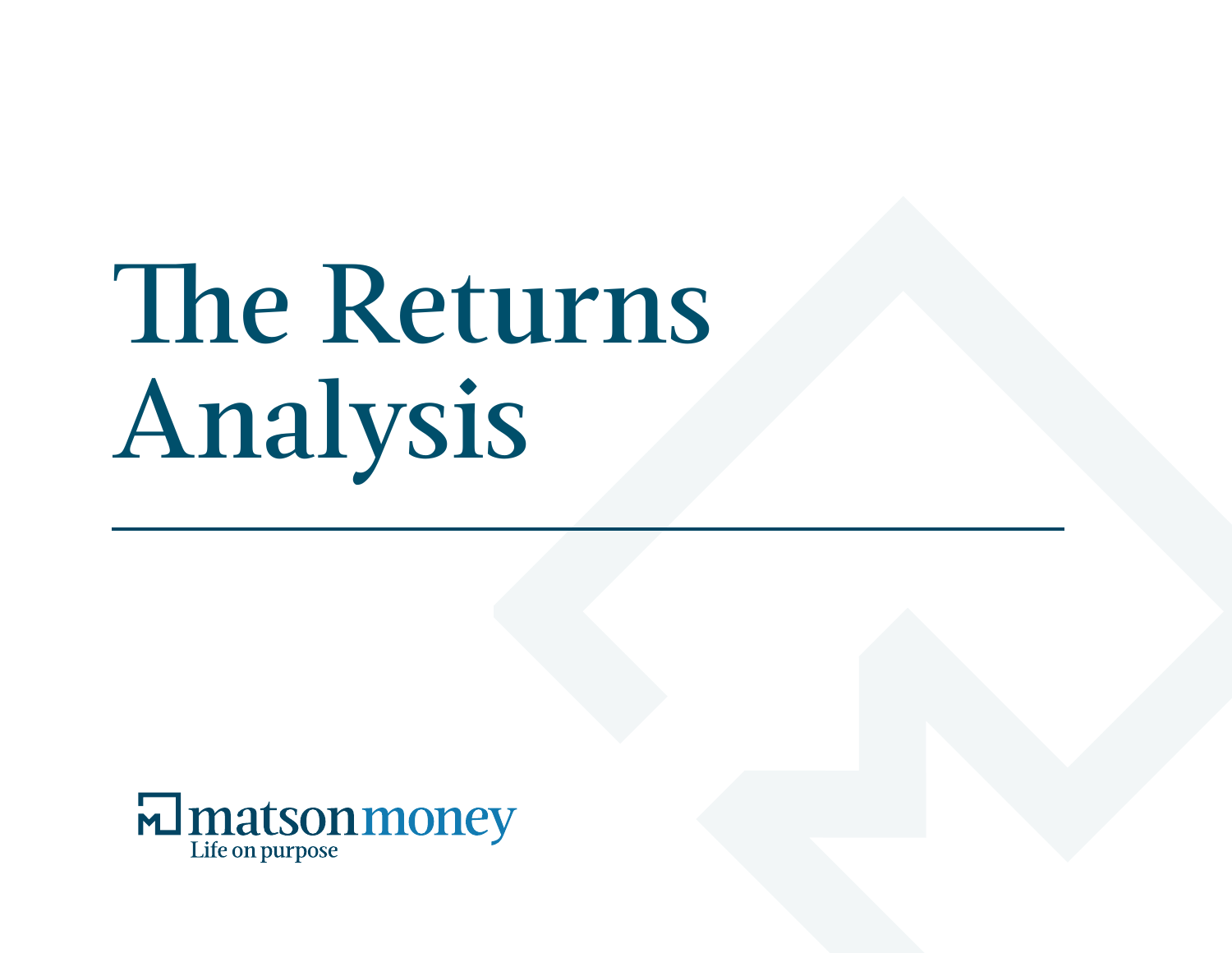# The Returns Analysis

matson money
Life on purpose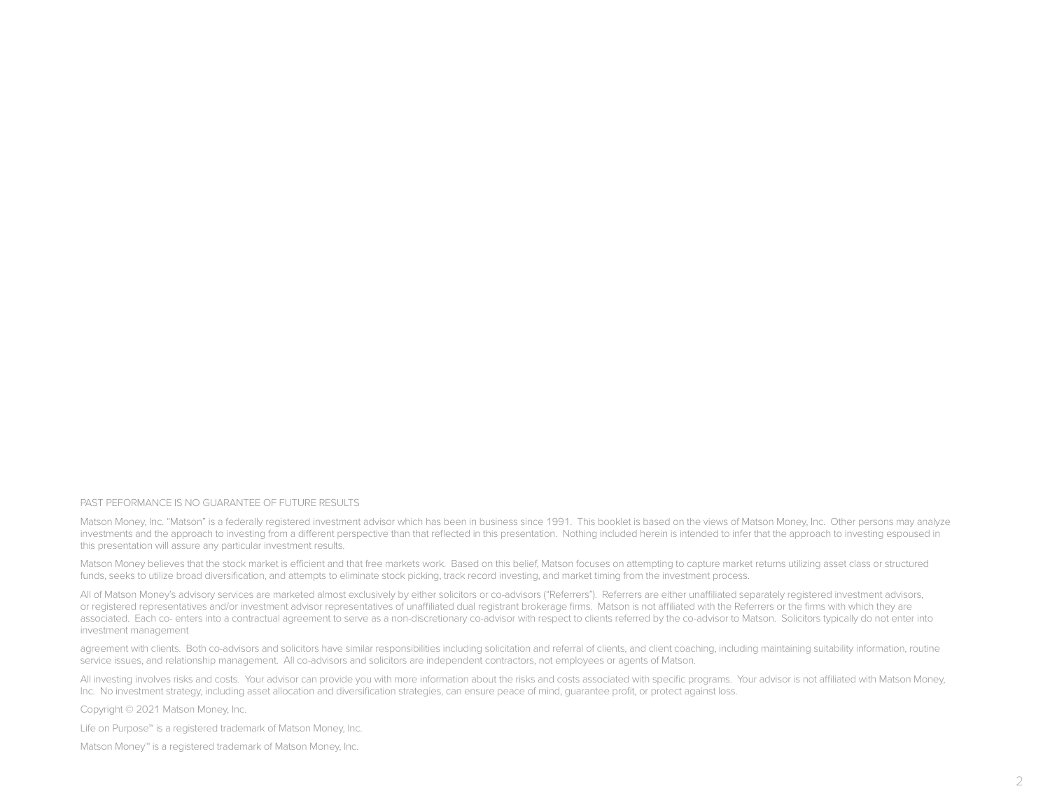PAST PEFORMANCE IS NO GUARANTEE OF FUTURE RESULTS

Matson Money, Inc. "Matson" is a federally registered investment advisor which has been in business since 1991. This booklet is based on the views of Matson Money, Inc. Other persons may analyze investments and the approach to investing from a different perspective than that reflected in this presentation. Nothing included herein is intended to infer that the approach to investing espoused in this presentation will assure any particular investment results.

Matson Money believes that the stock market is efficient and that free markets work. Based on this belief, Matson focuses on attempting to capture market returns utilizing asset class or structured funds, seeks to utilize broad diversification, and attempts to eliminate stock picking, track record investing, and market timing from the investment process.

All of Matson Money's advisory services are marketed almost exclusively by either solicitors or co-advisors ("Referrers"). Referrers are either unaffiliated separately registered investment advisors, or registered representatives and/or investment advisor representatives of unaffiliated dual registrant brokerage firms. Matson is not affiliated with the Referrers or the firms with which they are associated. Each co- enters into a contractual agreement to serve as a non-discretionary co-advisor with respect to clients referred by the co-advisor to Matson. Solicitors typically do not enter into investment management

agreement with clients. Both co-advisors and solicitors have similar responsibilities including solicitation and referral of clients, and client coaching, including maintaining suitability information, routine service issues, and relationship management. All co-advisors and solicitors are independent contractors, not employees or agents of Matson.

All investing involves risks and costs. Your advisor can provide you with more information about the risks and costs associated with specific programs. Your advisor is not affiliated with Matson Money, Inc. No investment strategy, including asset allocation and diversification strategies, can ensure peace of mind, guarantee profit, or protect against loss.

Copyright © 2021 Matson Money, Inc.

Life on Purpose™ is a registered trademark of Matson Money, Inc.

Matson Money™ is a registered trademark of Matson Money, Inc.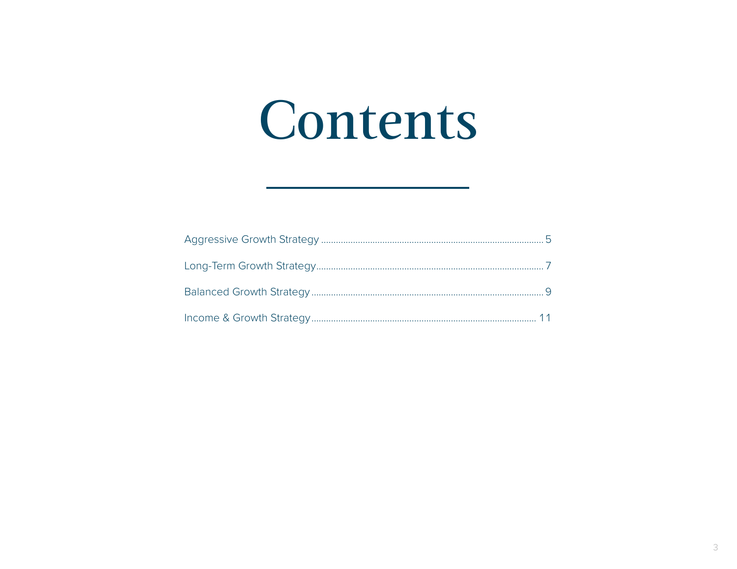# Contents

Aggressive Growth Strategy ........................................................................................ 5

Long-Term Growth Strategy........................................................................................ 7

Balanced Growth Strategy .......................................................................................... 9

Income & Growth Strategy....................................................................................... 11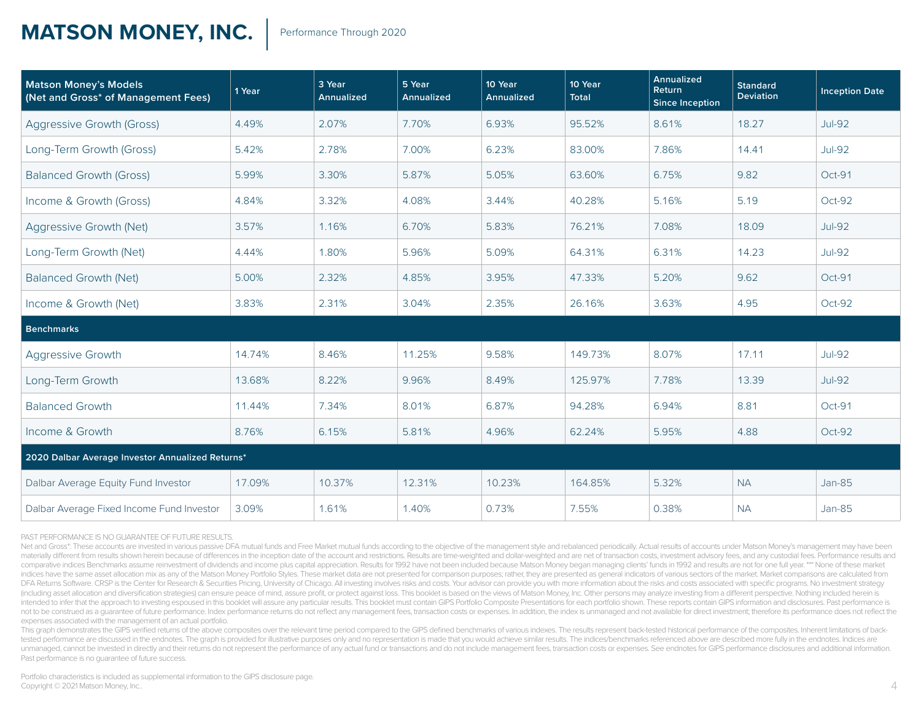# MATSON MONEY, INC.

Performance Through 2020

| Matson Money's Models (Net and Gross* of Management Fees) | 1 Year | 3 Year Annualized | 5 Year Annualized | 10 Year Annualized | 10 Year Total | Annualized Return Since Inception | Standard Deviation | Inception Date |
|---|---|---|---|---|---|---|---|---|
| Aggressive Growth (Gross) | 4.49% | 2.07% | 7.70% | 6.93% | 95.52% | 8.61% | 18.27 | Jul-92 |
| Long-Term Growth (Gross) | 5.42% | 2.78% | 7.00% | 6.23% | 83.00% | 7.86% | 14.41 | Jul-92 |
| Balanced Growth (Gross) | 5.99% | 3.30% | 5.87% | 5.05% | 63.60% | 6.75% | 9.82 | Oct-91 |
| Income & Growth (Gross) | 4.84% | 3.32% | 4.08% | 3.44% | 40.28% | 5.16% | 5.19 | Oct-92 |
| Aggressive Growth (Net) | 3.57% | 1.16% | 6.70% | 5.83% | 76.21% | 7.08% | 18.09 | Jul-92 |
| Long-Term Growth (Net) | 4.44% | 1.80% | 5.96% | 5.09% | 64.31% | 6.31% | 14.23 | Jul-92 |
| Balanced Growth (Net) | 5.00% | 2.32% | 4.85% | 3.95% | 47.33% | 5.20% | 9.62 | Oct-91 |
| Income & Growth (Net) | 3.83% | 2.31% | 3.04% | 2.35% | 26.16% | 3.63% | 4.95 | Oct-92 |
| **Benchmarks** | | | | | | | | |
| Aggressive Growth | 14.74% | 8.46% | 11.25% | 9.58% | 149.73% | 8.07% | 17.11 | Jul-92 |
| Long-Term Growth | 13.68% | 8.22% | 9.96% | 8.49% | 125.97% | 7.78% | 13.39 | Jul-92 |
| Balanced Growth | 11.44% | 7.34% | 8.01% | 6.87% | 94.28% | 6.94% | 8.81 | Oct-91 |
| Income & Growth | 8.76% | 6.15% | 5.81% | 4.96% | 62.24% | 5.95% | 4.88 | Oct-92 |
| **2020 Dalbar Average Investor Annualized Returns*** | | | | | | | | |
| Dalbar Average Equity Fund Investor | 17.09% | 10.37% | 12.31% | 10.23% | 164.85% | 5.32% | NA | Jan-85 |
| Dalbar Average Fixed Income Fund Investor | 3.09% | 1.61% | 1.40% | 0.73% | 7.55% | 0.38% | NA | Jan-85 |

PAST PERFORMANCE IS NO GUARANTEE OF FUTURE RESULTS.

Net and Gross*: These accounts are invested in various passive DFA mutual funds and Free Market mutual funds according to the objective of the management style and rebalanced periodically. Actual results of accounts under Matson Money's management may have been materially different from results shown herein because of differences in the inception date of the account and restrictions. Results are time-weighted and dollar-weighted and are net of transaction costs, investment advisory fees, and any custodial fees. Performance results and comparative indices Benchmarks assume reinvestment of dividends and income plus capital appreciation. Results for 1992 have not been included because Matson Money began managing clients' funds in 1992 and results are not for one full year. *** None of these market indices have the same asset allocation mix as any of the Matson Money Portfolio Styles. These market data are not presented for comparison purposes; rather, they are presented as general indicators of various sectors of the market. Market comparisons are calculated from DFA Returns Software. CRSP is the Center for Research & Securities Pricing, University of Chicago. All investing involves risks and costs. Your advisor can provide you with more information about the risks and costs associated with specific programs. No investment strategy (including asset allocation and diversification strategies) can ensure peace of mind, assure profit, or protect against loss. This booklet is based on the views of Matson Money, Inc. Other persons may analyze investing from a different perspective. Nothing included herein is intended to infer that the approach to investing espoused in this booklet will assure any particular results. This booklet must contain GIPS Portfolio Composite Presentations for each portfolio shown. These reports contain GIPS information and disclosures. Past performance is not to be construed as a guarantee of future performance. Index performance returns do not reflect any management fees, transaction costs or expenses. In addition, the index is unmanaged and not available for direct investment; therefore its performance does not reflect the expenses associated with the management of an actual portfolio.

This graph demonstrates the GIPS verified returns of the above composites over the relevant time period compared to the GIPS defined benchmarks of various indexes. The results represent back-tested historical performance of the composites. Inherent limitations of back-tested performance are discussed in the endnotes. The graph is provided for illustrative purposes only and no representation is made that you would achieve similar results. The indices/benchmarks referenced above are described more fully in the endnotes. Indices are unmanaged, cannot be invested in directly and their returns do not represent the performance of any actual fund or transactions and do not include management fees, transaction costs or expenses. See endnotes for GIPS performance disclosures and additional information. Past performance is no guarantee of future success.

Portfolio characteristics is included as supplemental information to the GIPS disclosure page.

Copyright © 2021 Matson Money, Inc..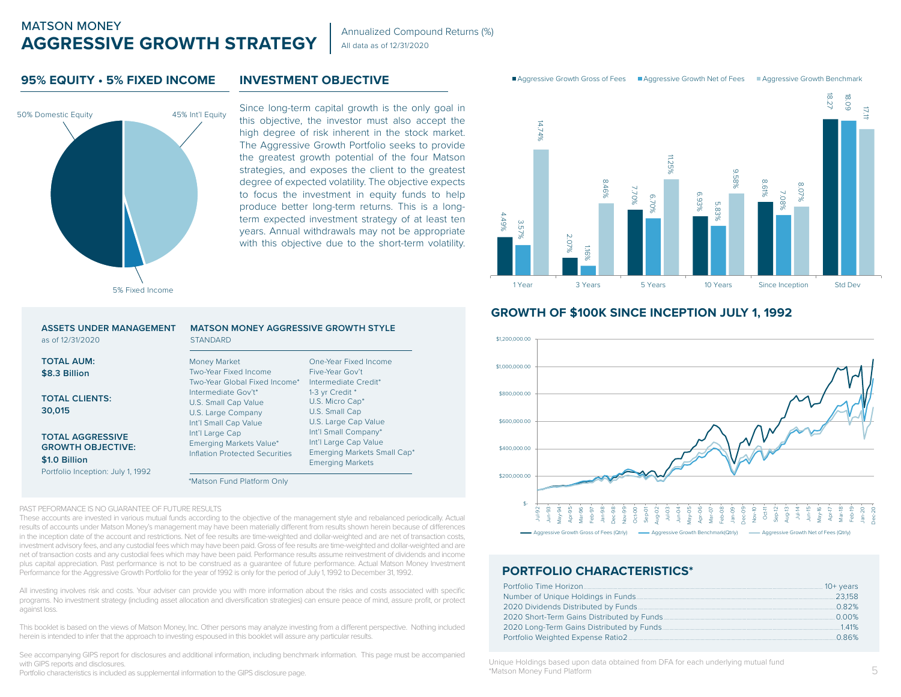MATSON MONEY

# AGGRESSIVE GROWTH STRATEGY

Annualized Compound Returns (%)
All data as of 12/31/2020

## 95% EQUITY • 5% FIXED INCOME

50% Domestic Equity
45% Int'l Equity
5% Fixed Income

## INVESTMENT OBJECTIVE

Since long-term capital growth is the only goal in this objective, the investor must also accept the high degree of risk inherent in the stock market. The Aggressive Growth Portfolio seeks to provide the greatest growth potential of the four Matson strategies, and exposes the client to the greatest degree of expected volatility. The objective expects to focus the investment in equity funds to help produce better long-term returns. This is a long-term expected investment strategy of at least ten years. Annual withdrawals may not be appropriate with this objective due to the short-term volatility.

| | 1 Year | 3 Years | 5 Years | 10 Years | Since Inception | Std Dev |
|---|---|---|---|---|---|---|
| Aggressive Growth Gross of Fees | 4.49% | 2.07% | 7.70% | 6.93% | 8.61% | 18.27 |
| Aggressive Growth Net of Fees | 3.57% | 1.16% | 6.70% | 5.83% | 7.08% | 18.09 |
| Aggressive Growth Benchmark | 14.74% | 8.46% | 11.25% | 9.58% | 8.07% | 17.11 |

## GROWTH OF $100K SINCE INCEPTION JULY 1, 1992

Aggressive Growth Gross of Fees (Qtrly) — Aggressive Growth Benchmark(Qtrly) — Aggressive Growth Net of Fees (Qtrly)

**ASSETS UNDER MANAGEMENT**
as of 12/31/2020

**TOTAL AUM:**
**$8.3 Billion**

**TOTAL CLIENTS:**
**30,015**

**TOTAL AGGRESSIVE GROWTH OBJECTIVE:**
**$1.0 Billion**
Portfolio Inception: July 1, 1992

**MATSON MONEY AGGRESSIVE GROWTH STYLE**
STANDARD

| | |
|---|---|
| Money Market | One-Year Fixed Income |
| Two-Year Fixed Income | Five-Year Gov't |
| Two-Year Global Fixed Income* | Intermediate Credit* |
| Intermediate Gov't* | 1-3 yr Credit * |
| U.S. Small Cap Value | U.S. Micro Cap* |
| U.S. Large Company | U.S. Small Cap |
| Int'l Small Cap Value | U.S. Large Cap Value |
| Int'l Large Cap | Int'l Small Company* |
| Emerging Markets Value* | Int'l Large Cap Value |
| Inflation Protected Securities | Emerging Markets Small Cap* |
| | Emerging Markets |

*Matson Fund Platform Only

## PORTFOLIO CHARACTERISTICS*

| | |
|---|---|
| Portfolio Time Horizon | 10+ years |
| Number of Unique Holdings in Funds | 23,158 |
| 2020 Dividends Distributed by Funds | 0.82% |
| 2020 Short-Term Gains Distributed by Funds | 0.00% |
| 2020 Long-Term Gains Distributed by Funds | 1.41% |
| Portfolio Weighted Expense Ratio2 | 0.86% |

Unique Holdings based upon data obtained from DFA for each underlying mutual fund
*Matson Money Fund Platform

PAST PEFORMANCE IS NO GUARANTEE OF FUTURE RESULTS

These accounts are invested in various mutual funds according to the objective of the management style and rebalanced periodically. Actual results of accounts under Matson Money's management may have been materially different from results shown herein because of differences in the inception date of the account and restrictions. Net of fee results are time-weighted and dollar-weighted and are net of transaction costs, investment advisory fees, and any custodial fees which may have been paid. Gross of fee results are time-weighted and dollar-weighted and are net of transaction costs and any custodial fees which may have been paid. Performance results assume reinvestment of dividends and income plus capital appreciation. Past performance is not to be construed as a guarantee of future performance. Actual Matson Money Investment Performance for the Aggressive Growth Portfolio for the year of 1992 is only for the period of July 1, 1992 to December 31, 1992.

All investing involves risk and costs. Your adviser can provide you with more information about the risks and costs associated with specific programs. No investment strategy (including asset allocation and diversification strategies) can ensure peace of mind, assure profit, or protect against loss.

This booklet is based on the views of Matson Money, Inc. Other persons may analyze investing from a different perspective. Nothing included herein is intended to infer that the approach to investing espoused in this booklet will assure any particular results.

See accompanying GIPS report for disclosures and additional information, including benchmark information. This page must be accompanied with GIPS reports and disclosures.
Portfolio characteristics is included as supplemental information to the GIPS disclosure page.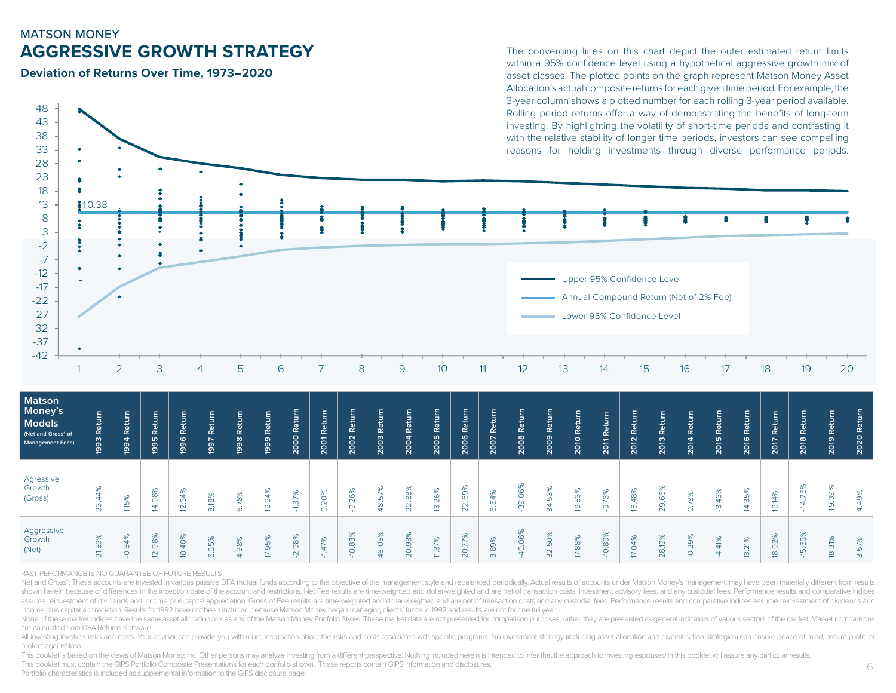MATSON MONEY

# AGGRESSIVE GROWTH STRATEGY

### Deviation of Returns Over Time, 1973–2020

The converging lines on this chart depict the outer estimated return limits within a 95% confidence level using a hypothetical aggressive growth mix of asset classes. The plotted points on the graph represent Matson Money Asset Allocation's actual composite returns for each given time period. For example, the 3-year column shows a plotted number for each rolling 3-year period available. Rolling period returns offer a way of demonstrating the benefits of long-term investing. By highlighting the volatility of short-time periods and contrasting it with the relative stability of longer time periods, investors can see compelling reasons for holding investments through diverse performance periods.

- Upper 95% Confidence Level
- Annual Compound Return (Net of 2% Fee)
- Lower 95% Confidence Level

10.38

| Matson Money's Models (Net and Gross* of Management Fees) | 1993 Return | 1994 Return | 1995 Return | 1996 Return | 1997 Return | 1998 Return | 1999 Return | 2000 Return | 2001 Return | 2002 Return | 2003 Return | 2004 Return | 2005 Return | 2006 Return | 2007 Return | 2008 Return | 2009 Return | 2010 Return | 2011 Return | 2012 Return | 2013 Return | 2014 Return | 2015 Return | 2016 Return | 2017 Return | 2018 Return | 2019 Return | 2020 Return |
|---|---|---|---|---|---|---|---|---|---|---|---|---|---|---|---|---|---|---|---|---|---|---|---|---|---|---|---|---|
| Agressive Growth (Gross) | 23.44% | 1.15% | 14.08% | 12.34% | 8.18% | 6.78% | 19.94% | -1.37% | 0.20% | -9.26% | 48.57% | 22.88% | 13.26% | 22.69% | 5.54% | -39.06% | 34.53% | 19.53% | -9.73% | 18.48% | 29.66% | 0.78% | -3.43% | 14.35% | 19.14% | -14.75% | 19.39% | 4.49% |
| Aggressive Growth (Net) | 21.59% | -0.54% | 12.08% | 10.40% | 6.35% | 4.98% | 17.95% | -2.98% | -1.47% | -10.83% | 46.05% | 20.93% | 11.37% | 20.77% | 3.89% | -40.06% | 32.50% | 17.88% | -10.89% | 17.04% | 28.19% | -0.29% | -4.41% | 13.21% | 18.02% | -15.53% | 18.31% | 3.57% |

PAST PEFORMANCE IS NO GUARANTEE OF FUTURE RESULTS

Net and Gross*: These accounts are invested in various passive DFA mutual funds according to the objective of the management style and rebalanced periodically. Actual results of accounts under Matson Money's management may have been materially different from results shown herein because of differences in the inception date of the account and restrictions. Net Fee results are time-weighted and dollar-weighted and are net of transaction costs, investment advisory fees, and any custodial fees. Performance results and comparative indices assume reinvestment of dividends and income plus capital appreciation. Gross of Fee results are time-weighted and dollar-weighted and are net of transaction costs and any custodial fees. Performance results and comparative indices assume reinvestment of dividends and income plus capital appreciation. Results for 1992 have not been included because Matson Money began managing clients' funds in 1992 and results are not for one full year.

None of these market indices have the same asset allocation mix as any of the Matson Money Portfolio Styles. These market data are not presented for comparison purposes; rather, they are presented as general indicators of various sectors of the market. Market comparisons are calculated from DFA Returns Software.

All investing involves risks and costs. Your advisor can provide you with more information about the risks and costs associated with specific programs. No investment strategy (including asset allocation and diversification strategies) can ensure peace of mind, assure profit, or protect against loss.

This booklet is based on the views of Matson Money, Inc. Other persons may analyze investing from a different perspective. Nothing included herein is intended to infer that the approach to investing espoused in this booklet will assure any particular results.

This booklet must contain the GIPS Portfolio Composite Presentations for each portfolio shown. These reports contain GIPS information and disclosures.

Portfolio characteristics is included as supplemental information to the GIPS disclosure page.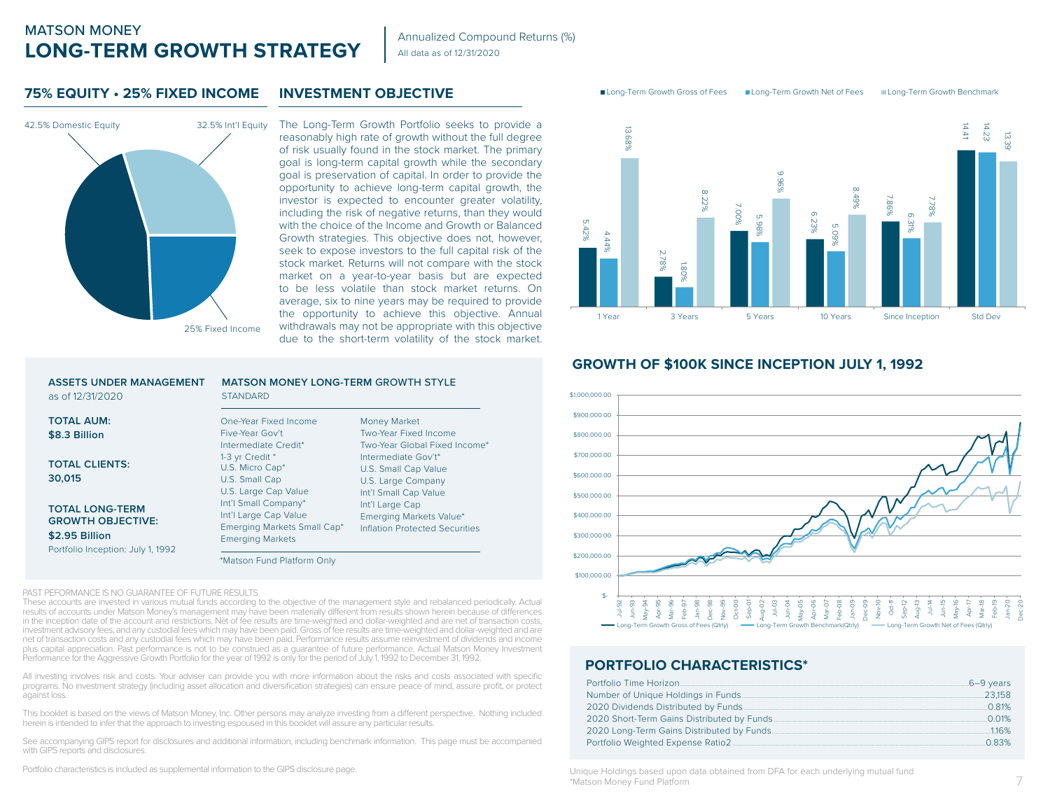MATSON MONEY

# LONG-TERM GROWTH STRATEGY

Annualized Compound Returns (%)
All data as of 12/31/2020

## 75% EQUITY • 25% FIXED INCOME

42.5% Domestic Equity
32.5% Int'l Equity
25% Fixed Income

## INVESTMENT OBJECTIVE

The Long-Term Growth Portfolio seeks to provide a reasonably high rate of growth without the full degree of risk usually found in the stock market. The primary goal is long-term capital growth while the secondary goal is preservation of capital. In order to provide the opportunity to achieve long-term capital growth, the investor is expected to encounter greater volatility, including the risk of negative returns, than they would with the choice of the Income and Growth or Balanced Growth strategies. This objective does not, however, seek to expose investors to the full capital risk of the stock market. Returns will not compare with the stock market on a year-to-year basis but are expected to be less volatile than stock market returns. On average, six to nine years may be required to provide the opportunity to achieve this objective. Annual withdrawals may not be appropriate with this objective due to the short-term volatility of the stock market.

| | 1 Year | 3 Years | 5 Years | 10 Years | Since Inception | Std Dev |
|---|---|---|---|---|---|---|
| Long-Term Growth Gross of Fees | 5.42% | 2.78% | 7.00% | 6.23% | 7.86% | 14.41 |
| Long-Term Growth Net of Fees | 4.44% | 1.80% | 5.96% | 5.09% | 6.31% | 14.23 |
| Long-Term Growth Benchmark | 13.68% | 8.22% | 9.96% | 8.49% | 7.78% | 13.39 |

## ASSETS UNDER MANAGEMENT

as of 12/31/2020

**TOTAL AUM:**
**$8.3 Billion**

**TOTAL CLIENTS:**
**30,015**

**TOTAL LONG-TERM GROWTH OBJECTIVE:**
**$2.95 Billion**
Portfolio Inception: July 1, 1992

## MATSON MONEY LONG-TERM GROWTH STYLE

STANDARD

- One-Year Fixed Income
- Five-Year Gov't
- Intermediate Credit*
- 1-3 yr Credit *
- U.S. Micro Cap*
- U.S. Small Cap
- U.S. Large Cap Value
- Int'l Small Company*
- Int'l Large Cap Value
- Emerging Markets Small Cap*
- Emerging Markets
- Money Market
- Two-Year Fixed Income
- Two-Year Global Fixed Income*
- Intermediate Gov't*
- U.S. Small Cap Value
- U.S. Large Company
- Int'l Small Cap Value
- Int'l Large Cap
- Emerging Markets Value*
- Inflation Protected Securities

*Matson Fund Platform Only

## GROWTH OF $100K SINCE INCEPTION JULY 1, 1992

Long-Term Growth Gross of Fees (Qtrly) — Long-Term Growth Benchmark(Qtrly) — Long-Term Growth Net of Fees (Qtrly)

PAST PEFORMANCE IS NO GUARANTEE OF FUTURE RESULTS

These accounts are invested in various mutual funds according to the objective of the management style and rebalanced periodically. Actual results of accounts under Matson Money's management may have been materially different from results shown herein because of differences in the inception date of the account and restrictions. Net of fee results are time-weighted and dollar-weighted and are net of transaction costs, investment advisory fees, and any custodial fees which may have been paid. Gross of fee results are time-weighted and dollar-weighted and are net of transaction costs and any custodial fees which may have been paid. Performance results assume reinvestment of dividends and income plus capital appreciation. Past performance is not to be construed as a guarantee of future results. Actual Matson Money Investment Performance for the Aggressive Growth Portfolio for the year of 1992 is only for the period of July 1, 1992 to December 31, 1992.

All investing involves risk and costs. Your adviser can provide you with more information about the risks and costs associated with specific programs. No investment strategy (including asset allocation and diversification strategies) can ensure peace of mind, assure profit, or protect against loss.

This booklet is based on the views of Matson Money, Inc. Other persons may analyze investing from a different perspective. Nothing included herein is intended to infer that the approach to investing espoused in this booklet will assure any particular results.

See accompanying GIPS report for disclosures and additional information, including benchmark information. This page must be accompanied with GIPS reports and disclosures.

Portfolio characteristics is included as supplemental information to the GIPS disclosure page.

## PORTFOLIO CHARACTERISTICS*

| | |
|---|---|
| Portfolio Time Horizon | 6–9 years |
| Number of Unique Holdings in Funds | 23,158 |
| 2020 Dividends Distributed by Funds | 0.81% |
| 2020 Short-Term Gains Distributed by Funds | 0.01% |
| 2020 Long-Term Gains Distributed by Funds | 1.16% |
| Portfolio Weighted Expense Ratio2 | 0.83% |

Unique Holdings based upon data obtained from DFA for each underlying mutual fund
*Matson Money Fund Platform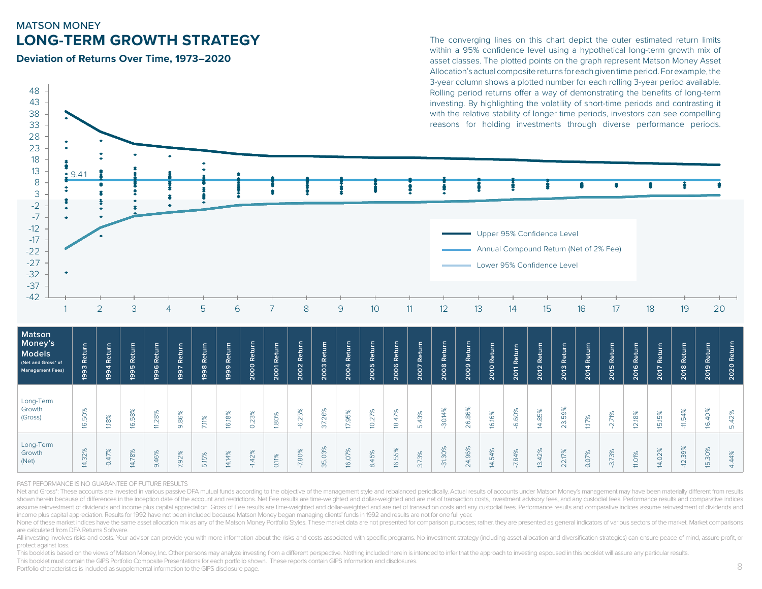MATSON MONEY

# LONG-TERM GROWTH STRATEGY

### Deviation of Returns Over Time, 1973–2020

The converging lines on this chart depict the outer estimated return limits within a 95% confidence level using a hypothetical long-term growth mix of asset classes. The plotted points on the graph represent Matson Money Asset Allocation's actual composite returns for each given time period. For example, the 3-year column shows a plotted number for each rolling 3-year period available. Rolling period returns offer a way of demonstrating the benefits of long-term investing. By highlighting the volatility of short-time periods and contrasting it with the relative stability of longer time periods, investors can see compelling reasons for holding investments through diverse performance periods.

Upper 95% Confidence Level
Annual Compound Return (Net of 2% Fee)
Lower 95% Confidence Level

9.41

| Matson Money's Models (Net and Gross* of Management Fees) | 1993 Return | 1994 Return | 1995 Return | 1996 Return | 1997 Return | 1998 Return | 1999 Return | 2000 Return | 2001 Return | 2002 Return | 2003 Return | 2004 Return | 2005 Return | 2006 Return | 2007 Return | 2008 Return | 2009 Return | 2010 Return | 2011 Return | 2012 Return | 2013 Return | 2014 Return | 2015 Return | 2016 Return | 2017 Return | 2018 Return | 2019 Return | 2020 Return |
|---|---|---|---|---|---|---|---|---|---|---|---|---|---|---|---|---|---|---|---|---|---|---|---|---|---|---|---|---|
| Long-Term Growth (Gross) | 16.50% | 1.18% | 16.58% | 11.28% | 9.86% | 7.11% | 16.18% | 0.23% | 1.80% | -6.25% | 37.26% | 17.95% | 10.27% | 18.47% | 5.43% | -30.14% | 26.86% | 16.16% | -6.60% | 14.85% | 23.59% | 1.17% | -2.71% | 12.18% | 15.15% | -11.54% | 16.40% | 5.42% |
| Long-Term Growth (Net) | 14.32% | -0.47% | 14.78% | 9.46% | 7.92% | 5.15% | 14.14% | -1.42% | 0.11% | -7.80% | 35.03% | 16.07% | 8.45% | 16.55% | 3.73% | -31.30% | 24.96% | 14.54% | -7.84% | 13.42% | 22.17% | 0.07% | -3.73% | 11.01% | 14.02% | -12.39% | 15.30% | 4.44% |

PAST PEFORMANCE IS NO GUARANTEE OF FUTURE RESULTS

Net and Gross*: These accounts are invested in various passive DFA mutual funds according to the objective of the management style and rebalanced periodically. Actual results of accounts under Matson Money's management may have been materially different from results shown herein because of differences in the inception date of the account and restrictions. Net Fee results are time-weighted and dollar-weighted and are net of transaction costs, investment advisory fees, and any custodial fees. Performance results and comparative indices assume reinvestment of dividends and income plus capital appreciation. Gross of Fee results are time-weighted and dollar-weighted and are net of transaction costs and any custodial fees. Performance results and comparative indices assume reinvestment of dividends and income plus capital appreciation. Results for 1992 have not been included because Matson Money began managing clients' funds in 1992 and results are not for one full year.

None of these market indices have the same asset allocation mix as any of the Matson Money Portfolio Styles. These market data are not presented for comparison purposes; rather, they are presented as general indicators of various sectors of the market. Market comparisons are calculated from DFA Returns Software.

All investing involves risks and costs. Your advisor can provide you with more information about the risks and costs associated with specific programs. No investment strategy (including asset allocation and diversification strategies) can ensure peace of mind, assure profit, or protect against loss.

This booklet is based on the views of Matson Money, Inc. Other persons may analyze investing from a different perspective. Nothing included herein is intended to infer that the approach to investing espoused in this booklet will assure any particular results.

This booklet must contain the GIPS Portfolio Composite Presentations for each portfolio shown. These reports contain GIPS information and disclosures.

Portfolio characteristics is included as supplemental information to the GIPS disclosure page.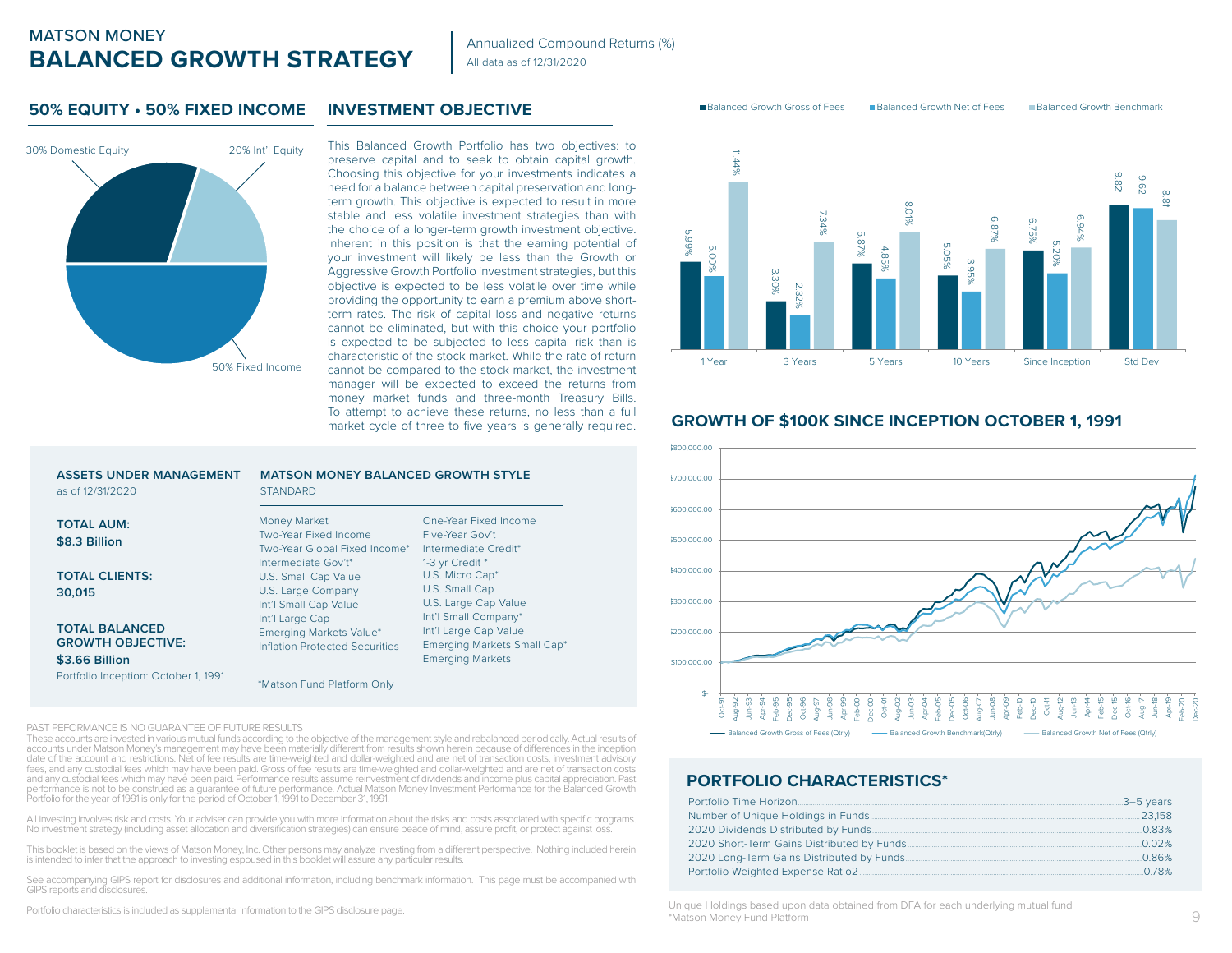# MATSON MONEY
# BALANCED GROWTH STRATEGY

Annualized Compound Returns (%)
All data as of 12/31/2020

## 50% EQUITY • 50% FIXED INCOME

30% Domestic Equity
20% Int'l Equity
50% Fixed Income

## INVESTMENT OBJECTIVE

This Balanced Growth Portfolio has two objectives: to preserve capital and to seek to obtain capital growth. Choosing this objective for your investments indicates a need for a balance between capital preservation and long-term growth. This objective is expected to result in more stable and less volatile investment strategies than with the choice of a longer-term growth investment objective. Inherent in this position is that the earning potential of your investment will likely be less than the Growth or Aggressive Growth Portfolio investment strategies, but this objective is expected to be less volatile over time while providing the opportunity to earn a premium above short-term rates. The risk of capital loss and negative returns cannot be eliminated, but with this choice your portfolio is expected to be subjected to less capital risk than is characteristic of the stock market. While the rate of return cannot be compared to the stock market, the investment manager will be expected to exceed the returns from money market funds and three-month Treasury Bills. To attempt to achieve these returns, no less than a full market cycle of three to five years is generally required.

| | Balanced Growth Gross of Fees | Balanced Growth Net of Fees | Balanced Growth Benchmark |
|---|---|---|---|
| 1 Year | 5.99% | 5.00% | 11.44% |
| 3 Years | 3.30% | 2.32% | 7.34% |
| 5 Years | 5.87% | 4.85% | 8.01% |
| 10 Years | 5.05% | 3.95% | 6.87% |
| Since Inception | 6.75% | 5.20% | 6.94% |
| Std Dev | 9.82 | 9.62 | 8.81 |

## GROWTH OF $100K SINCE INCEPTION OCTOBER 1, 1991

Balanced Growth Gross of Fees (Qtrly) — Balanced Growth Benchmark(Qtrly) — Balanced Growth Net of Fees (Qtrly)

### ASSETS UNDER MANAGEMENT
as of 12/31/2020

**TOTAL AUM:**
**$8.3 Billion**

**TOTAL CLIENTS:**
**30,015**

**TOTAL BALANCED GROWTH OBJECTIVE:**
**$3.66 Billion**

Portfolio Inception: October 1, 1991

### MATSON MONEY BALANCED GROWTH STYLE
STANDARD

- Money Market
- Two-Year Fixed Income
- Two-Year Global Fixed Income*
- Intermediate Gov't*
- U.S. Small Cap Value
- U.S. Large Company
- Int'l Small Cap Value
- Int'l Large Cap
- Emerging Markets Value*
- Inflation Protected Securities
- One-Year Fixed Income
- Five-Year Gov't
- Intermediate Credit*
- 1-3 yr Credit *
- U.S. Micro Cap*
- U.S. Small Cap
- U.S. Large Cap Value
- Int'l Small Company*
- Int'l Large Cap Value
- Emerging Markets Small Cap*
- Emerging Markets

*Matson Fund Platform Only

## PORTFOLIO CHARACTERISTICS*

| | |
|---|---|
| Portfolio Time Horizon | 3–5 years |
| Number of Unique Holdings in Funds | 23,158 |
| 2020 Dividends Distributed by Funds | 0.83% |
| 2020 Short-Term Gains Distributed by Funds | 0.02% |
| 2020 Long-Term Gains Distributed by Funds | 0.86% |
| Portfolio Weighted Expense Ratio2 | 0.78% |

Unique Holdings based upon data obtained from DFA for each underlying mutual fund
*Matson Money Fund Platform

PAST PEFORMANCE IS NO GUARANTEE OF FUTURE RESULTS
These accounts are invested in various mutual funds according to the objective of the management style and rebalanced periodically. Actual results of accounts under Matson Money's management may have been materially different from results shown herein because of differences in the inception date of the account and restrictions. Net of fee results are time-weighted and dollar-weighted and are net of transaction costs, investment advisory fees, and any custodial fees which may have been paid. Gross of fee results are time-weighted and dollar-weighted and are net of transaction costs and any custodial fees which may have been paid. Performance results assume reinvestment of dividends and income plus capital appreciation. Past performance is not to be construed as a guarantee of future performance. Actual Matson Money Investment Performance for the Balanced Growth Portfolio for the year of 1991 is only for the period of October 1, 1991 to December 31, 1991.

All investing involves risk and costs. Your adviser can provide you with more information about the risks and costs associated with specific programs. No investment strategy (including asset allocation and diversification strategies) can ensure peace of mind, assure profit, or protect against loss.

This booklet is based on the views of Matson Money, Inc. Other persons may analyze investing from a different perspective. Nothing included herein is intended to infer that the approach to investing espoused in this booklet will assure any particular results.

See accompanying GIPS report for disclosures and additional information, including benchmark information. This page must be accompanied with GIPS reports and disclosures.

Portfolio characteristics is included as supplemental information to the GIPS disclosure page.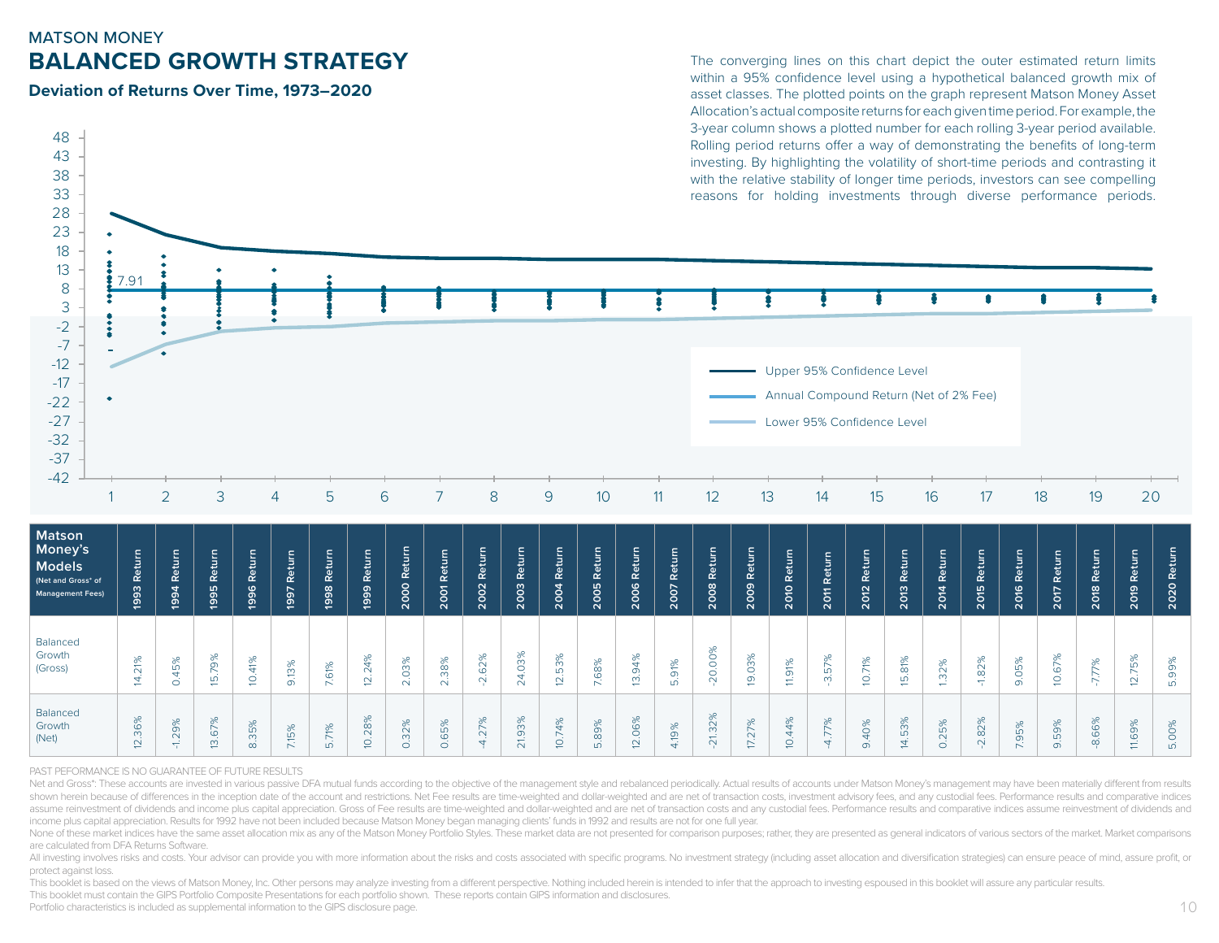MATSON MONEY

# BALANCED GROWTH STRATEGY

### Deviation of Returns Over Time, 1973–2020

The converging lines on this chart depict the outer estimated return limits within a 95% confidence level using a hypothetical balanced growth mix of asset classes. The plotted points on the graph represent Matson Money Asset Allocation's actual composite returns for each given time period. For example, the 3-year column shows a plotted number for each rolling 3-year period available. Rolling period returns offer a way of demonstrating the benefits of long-term investing. By highlighting the volatility of short-time periods and contrasting it with the relative stability of longer time periods, investors can see compelling reasons for holding investments through diverse performance periods.

48 43 38 33 28 23 18 13 8 3 -2 -7 -12 -17 -22 -27 -32 -37 -42

7.91

1 2 3 4 5 6 7 8 9 10 11 12 13 14 15 16 17 18 19 20

Upper 95% Confidence Level

Annual Compound Return (Net of 2% Fee)

Lower 95% Confidence Level

| Matson Money's Models (Net and Gross* of Management Fees) | 1993 Return | 1994 Return | 1995 Return | 1996 Return | 1997 Return | 1998 Return | 1999 Return | 2000 Return | 2001 Return | 2002 Return | 2003 Return | 2004 Return | 2005 Return | 2006 Return | 2007 Return | 2008 Return | 2009 Return | 2010 Return | 2011 Return | 2012 Return | 2013 Return | 2014 Return | 2015 Return | 2016 Return | 2017 Return | 2018 Return | 2019 Return | 2020 Return |
|---|---|---|---|---|---|---|---|---|---|---|---|---|---|---|---|---|---|---|---|---|---|---|---|---|---|---|---|---|
| Balanced Growth (Gross) | 14.21% | 0.45% | 15.79% | 10.41% | 9.13% | 7.61% | 12.24% | 2.03% | 2.38% | -2.62% | 24.03% | 12.53% | 7.68% | 13.94% | 5.91% | -20.00% | 19.03% | 11.91% | -3.57% | 10.71% | 15.81% | 1.32% | -1.82% | 9.05% | 10.67% | -7.77% | 12.75% | 5.99% |
| Balanced Growth (Net) | 12.36% | -1.29% | 13.67% | 8.35% | 7.15% | 5.71% | 10.28% | 0.32% | 0.65% | -4.27% | 21.93% | 10.74% | 5.89% | 12.06% | 4.19% | -21.32% | 17.27% | 10.44% | -4.77% | 9.40% | 14.53% | 0.25% | -2.82% | 7.95% | 9.59% | -8.66% | 11.69% | 5.00% |

PAST PEFORMANCE IS NO GUARANTEE OF FUTURE RESULTS

Net and Gross*: These accounts are invested in various passive DFA mutual funds according to the objective of the management style and rebalanced periodically. Actual results of accounts under Matson Money's management may have been materially different from results shown herein because of differences in the inception date of the account and restrictions. Net Fee results are time-weighted and dollar-weighted and are net of transaction costs, investment advisory fees, and any custodial fees. Performance results and comparative indices assume reinvestment of dividends and income plus capital appreciation. Gross of Fee results are time-weighted and dollar-weighted and are net of transaction costs and any custodial fees. Performance results and comparative indices assume reinvestment of dividends and income plus capital appreciation. Results for 1992 have not been included because Matson Money began managing clients' funds in 1992 and results are not for one full year.

None of these market indices have the same asset allocation mix as any of the Matson Money Portfolio Styles. These market data are not presented for comparison purposes; rather, they are presented as general indicators of various sectors of the market. Market comparisons are calculated from DFA Returns Software.

All investing involves risks and costs. Your advisor can provide you with more information about the risks and costs associated with specific programs. No investment strategy (including asset allocation and diversification strategies) can ensure peace of mind, assure profit, or protect against loss.

This booklet is based on the views of Matson Money, Inc. Other persons may analyze investing from a different perspective. Nothing included herein is intended to infer that the approach to investing espoused in this booklet will assure any particular results.

This booklet must contain the GIPS Portfolio Composite Presentations for each portfolio shown. These reports contain GIPS information and disclosures.

Portfolio characteristics is included as supplemental information to the GIPS disclosure page.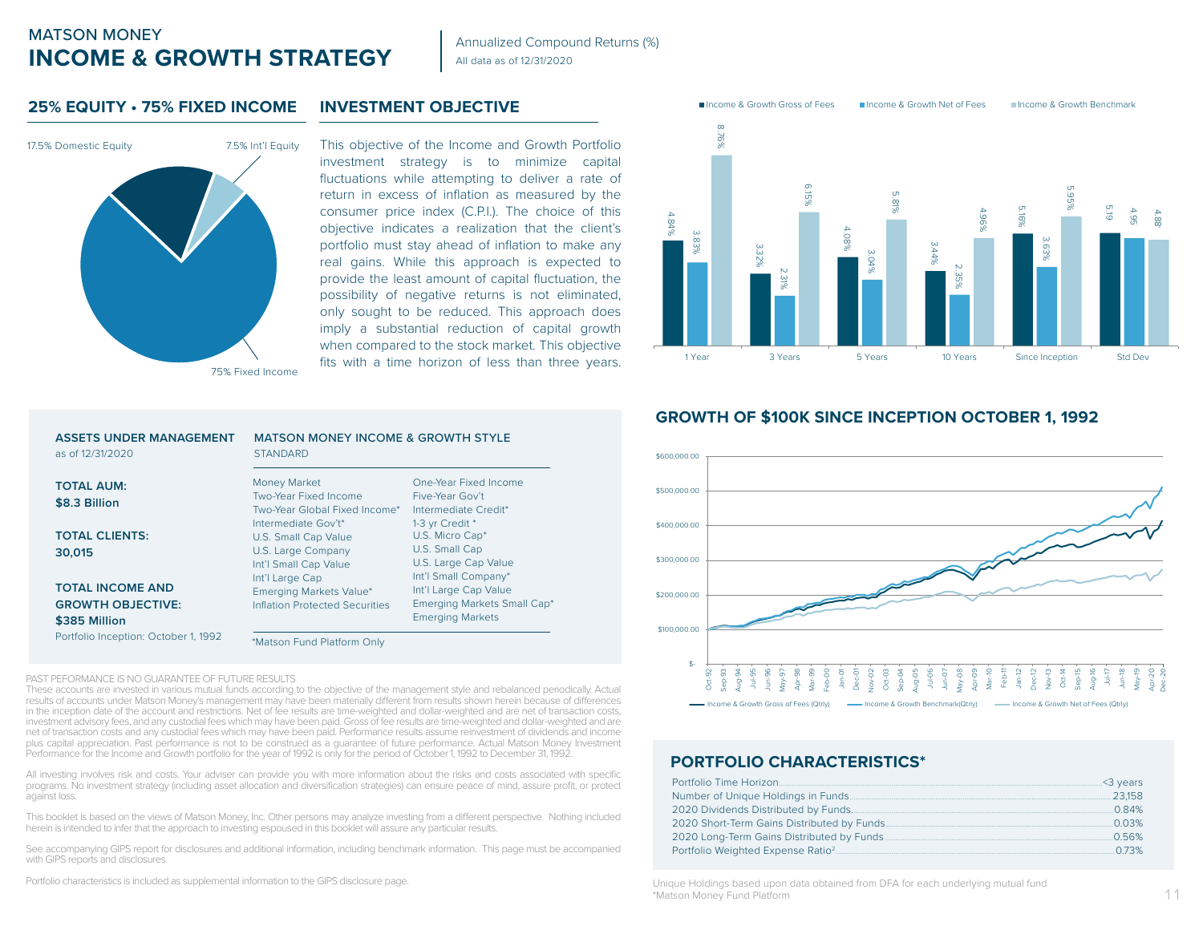MATSON MONEY
# INCOME & GROWTH STRATEGY

Annualized Compound Returns (%)
All data as of 12/31/2020

## 25% EQUITY • 75% FIXED INCOME

17.5% Domestic Equity
7.5% Int'l Equity
75% Fixed Income

## INVESTMENT OBJECTIVE

This objective of the Income and Growth Portfolio investment strategy is to minimize capital fluctuations while attempting to deliver a rate of return in excess of inflation as measured by the consumer price index (C.P.I.). The choice of this objective indicates a realization that the client's portfolio must stay ahead of inflation to make any real gains. While this approach is expected to provide the least amount of capital fluctuation, the possibility of negative returns is not eliminated, only sought to be reduced. This approach does imply a substantial reduction of capital growth when compared to the stock market. This objective fits with a time horizon of less than three years.

| | Income & Growth Gross of Fees | Income & Growth Net of Fees | Income & Growth Benchmark |
|---|---|---|---|
| 1 Year | 4.84% | 3.83% | 8.76% |
| 3 Years | 3.32% | 2.31% | 6.15% |
| 5 Years | 4.08% | 3.04% | 5.81% |
| 10 Years | 3.44% | 2.35% | 4.96% |
| Since Inception | 5.16% | 3.63% | 5.95% |
| Std Dev | 5.19 | 4.95 | 4.88 |

**ASSETS UNDER MANAGEMENT**
as of 12/31/2020

**TOTAL AUM:**
**$8.3 Billion**

**TOTAL CLIENTS:**
**30,015**

**TOTAL INCOME AND GROWTH OBJECTIVE:**
**$385 Million**
Portfolio Inception: October 1, 1992

**MATSON MONEY INCOME & GROWTH STYLE**
STANDARD

| | |
|---|---|
| Money Market | One-Year Fixed Income |
| Two-Year Fixed Income | Five-Year Gov't |
| Two-Year Global Fixed Income* | Intermediate Credit* |
| Intermediate Gov't* | 1-3 yr Credit * |
| U.S. Small Cap Value | U.S. Micro Cap* |
| U.S. Large Company | U.S. Small Cap |
| Int'l Small Cap Value | U.S. Large Cap Value |
| Int'l Large Cap | Int'l Small Company* |
| Emerging Markets Value* | Int'l Large Cap Value |
| Inflation Protected Securities | Emerging Markets Small Cap* |
| | Emerging Markets |

*Matson Fund Platform Only

## GROWTH OF $100K SINCE INCEPTION OCTOBER 1, 1992

Income & Growth Gross of Fees (Qtrly) — Income & Growth Benchmark(Qtrly) — Income & Growth Net of Fees (Qtrly)

PAST PEFORMANCE IS NO GUARANTEE OF FUTURE RESULTS
These accounts are invested in various mutual funds according to the objective of the management style and rebalanced periodically. Actual results of accounts under Matson Money's management may have been materially different from results shown herein because of differences in the inception date of the account and restrictions. Net of fee results are time-weighted and dollar-weighted and are net of transaction costs, investment advisory fees, and any custodial fees which may have been paid. Gross of fee results are time-weighted and dollar-weighted and are net of transaction costs and any custodial fees which may have been paid. Performance results assume reinvestment of dividends and income plus capital appreciation. Past performance is not to be construed as a guarantee of future performance. Actual Matson Money Investment Performance for the Income and Growth portfolio for the year of 1992 is only for the period of October 1, 1992 to December 31, 1992.

All investing involves risk and costs. Your adviser can provide you with more information about the risks and costs associated with specific programs. No investment strategy (including asset allocation and diversification strategies) can ensure peace of mind, assure profit, or protect against loss.

This booklet is based on the views of Matson Money, Inc. Other persons may analyze investing from a different perspective. Nothing included herein is intended to infer that the approach to investing espoused in this booklet will assure any particular results.

See accompanying GIPS report for disclosures and additional information, including benchmark information. This page must be accompanied with GIPS reports and disclosures.

Portfolio characteristics is included as supplemental information to the GIPS disclosure page.

## PORTFOLIO CHARACTERISTICS*

| | |
|---|---|
| Portfolio Time Horizon | <3 years |
| Number of Unique Holdings in Funds | 23,158 |
| 2020 Dividends Distributed by Funds | 0.84% |
| 2020 Short-Term Gains Distributed by Funds | 0.03% |
| 2020 Long-Term Gains Distributed by Funds | 0.56% |
| Portfolio Weighted Expense Ratio[2] | 0.73% |

Unique Holdings based upon data obtained from DFA for each underlying mutual fund
*Matson Money Fund Platform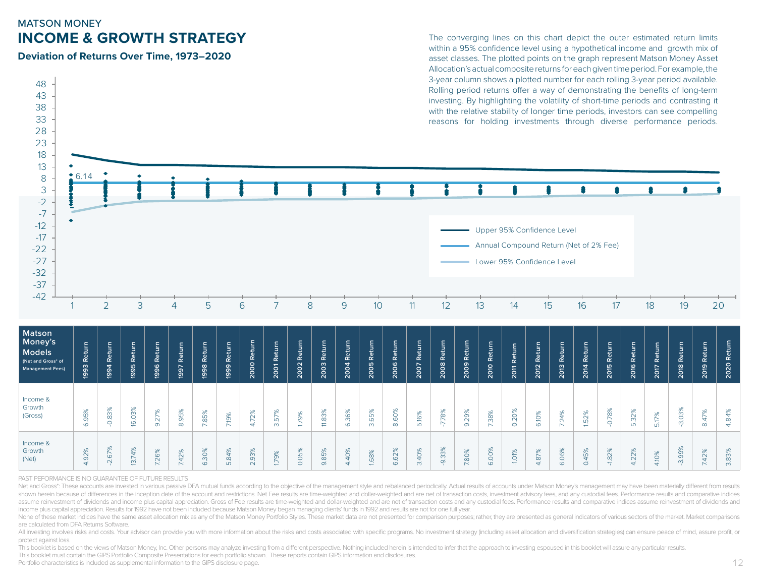MATSON MONEY

# INCOME & GROWTH STRATEGY

### Deviation of Returns Over Time, 1973–2020

The converging lines on this chart depict the outer estimated return limits within a 95% confidence level using a hypothetical income and growth mix of asset classes. The plotted points on the graph represent Matson Money Asset Allocation's actual composite returns for each given time period. For example, the 3-year column shows a plotted number for each rolling 3-year period available. Rolling period returns offer a way of demonstrating the benefits of long-term investing. By highlighting the volatility of short-time periods and contrasting it with the relative stability of longer time periods, investors can see compelling reasons for holding investments through diverse performance periods.

- Upper 95% Confidence Level
- Annual Compound Return (Net of 2% Fee)
- Lower 95% Confidence Level

6.14

| Matson Money's Models (Net and Gross* of Management Fees) | 1993 Return | 1994 Return | 1995 Return | 1996 Return | 1997 Return | 1998 Return | 1999 Return | 2000 Return | 2001 Return | 2002 Return | 2003 Return | 2004 Return | 2005 Return | 2006 Return | 2007 Return | 2008 Return | 2009 Return | 2010 Return | 2011 Return | 2012 Return | 2013 Return | 2014 Return | 2015 Return | 2016 Return | 2017 Return | 2018 Return | 2019 Return | 2020 Return |
|---|---|---|---|---|---|---|---|---|---|---|---|---|---|---|---|---|---|---|---|---|---|---|---|---|---|---|---|---|
| Income & Growth (Gross) | 6.95% | -0.83% | 16.03% | 9.27% | 8.95% | 7.85% | 7.19% | 4.72% | 3.57% | 1.79% | 11.83% | 6.36% | 3.65% | 8.60% | 5.16% | -7.78% | 9.29% | 7.38% | 0.20% | 6.10% | 7.24% | 1.52% | -0.78% | 5.32% | 5.17% | -3.03% | 8.47% | 4.84% |
| Income & Growth (Net) | 4.92% | -2.67% | 13.74% | 7.26% | 7.42% | 6.30% | 5.84% | 2.93% | 1.79% | 0.05% | 9.85% | 4.40% | 1.68% | 6.62% | 3.40% | -9.33% | 7.80% | 6.00% | -1.01% | 4.87% | 6.06% | 0.45% | -1.82% | 4.22% | 4.10% | -3.99% | 7.42% | 3.83% |

PAST PEFORMANCE IS NO GUARANTEE OF FUTURE RESULTS

Net and Gross*: These accounts are invested in various passive DFA mutual funds according to the objective of the management style and rebalanced periodically. Actual results of accounts under Matson Money's management may have been materially different from results shown herein because of differences in the inception date of the account and restrictions. Net Fee results are time-weighted and dollar-weighted and are net of transaction costs, investment advisory fees, and any custodial fees. Performance results and comparative indices assume reinvestment of dividends and income plus capital appreciation. Gross of Fee results are time-weighted and dollar-weighted and are net of transaction costs and any custodial fees. Performance results and comparative indices assume reinvestment of dividends and income plus capital appreciation. Results for 1992 have not been included because Matson Money began managing clients' funds in 1992 and results are not for one full year.

None of these market indices have the same asset allocation mix as any of the Matson Money Portfolio Styles. These market data are not presented for comparison purposes; rather, they are presented as general indicators of various sectors of the market. Market comparisons are calculated from DFA Returns Software.

All investing involves risks and costs. Your advisor can provide you with more information about the risks and costs associated with specific programs. No investment strategy (including asset allocation and diversification strategies) can ensure peace of mind, assure profit, or protect against loss.

This booklet is based on the views of Matson Money, Inc. Other persons may analyze investing from a different perspective. Nothing included herein is intended to infer that the approach to investing espoused in this booklet will assure any particular results.

This booklet must contain the GIPS Portfolio Composite Presentations for each portfolio shown. These reports contain GIPS information and disclosures.

Portfolio characteristics is included as supplemental information to the GIPS disclosure page.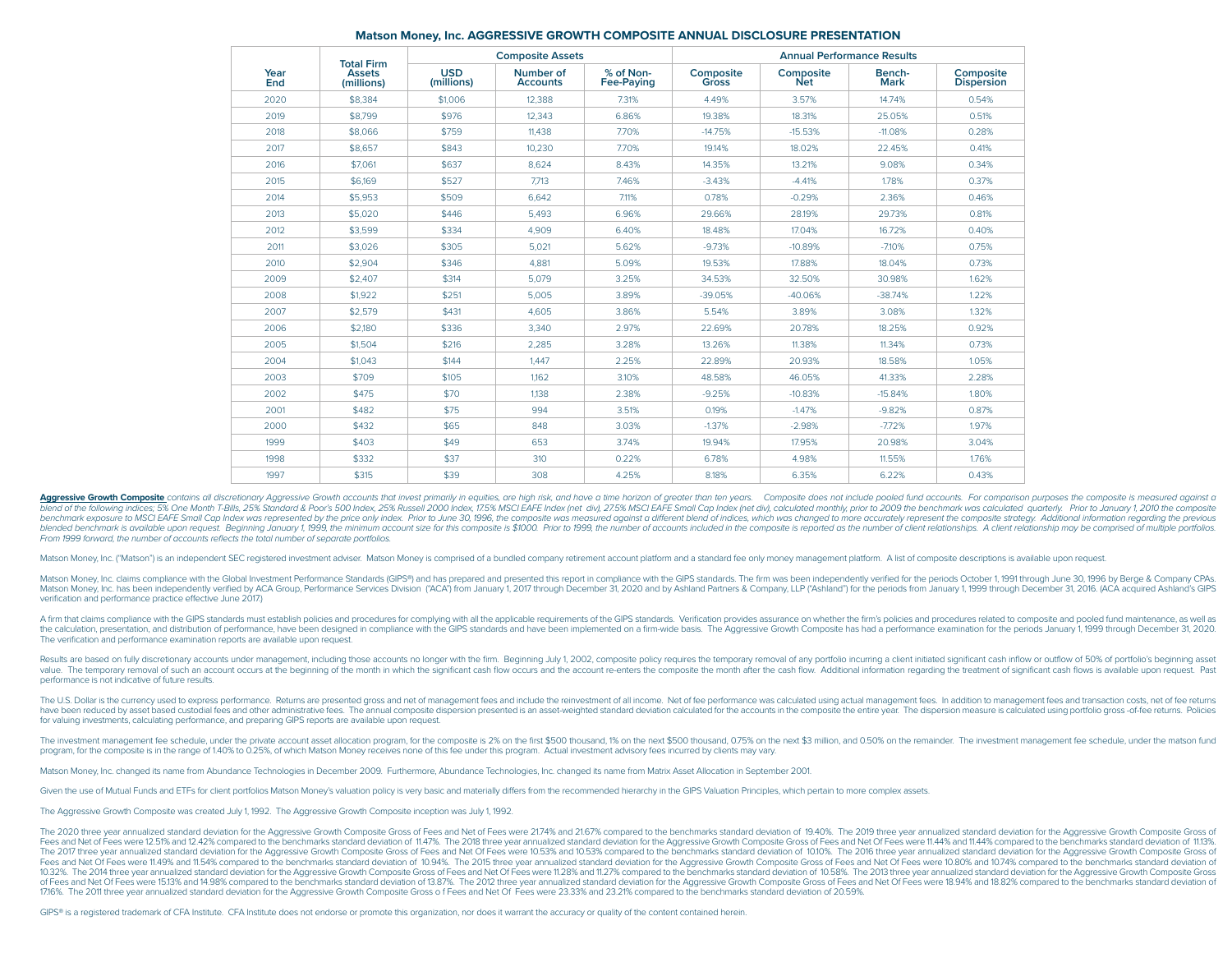## Matson Money, Inc. AGGRESSIVE GROWTH COMPOSITE ANNUAL DISCLOSURE PRESENTATION

| Year End | Total Firm Assets (millions) | Composite Assets | | | Annual Performance Results | | | |
|---|---|---|---|---|---|---|---|---|
| | | USD (millions) | Number of Accounts | % of Non-Fee-Paying | Composite Gross | Composite Net | Bench-Mark | Composite Dispersion |
| 2020 | $8,384 | $1,006 | 12,388 | 7.31% | 4.49% | 3.57% | 14.74% | 0.54% |
| 2019 | $8,799 | $976 | 12,343 | 6.86% | 19.38% | 18.31% | 25.05% | 0.51% |
| 2018 | $8,066 | $759 | 11,438 | 7.70% | -14.75% | -15.53% | -11.08% | 0.28% |
| 2017 | $8,657 | $843 | 10,230 | 7.70% | 19.14% | 18.02% | 22.45% | 0.41% |
| 2016 | $7,061 | $637 | 8,624 | 8.43% | 14.35% | 13.21% | 9.08% | 0.34% |
| 2015 | $6,169 | $527 | 7,713 | 7.46% | -3.43% | -4.41% | 1.78% | 0.37% |
| 2014 | $5,953 | $509 | 6,642 | 7.11% | 0.78% | -0.29% | 2.36% | 0.46% |
| 2013 | $5,020 | $446 | 5,493 | 6.96% | 29.66% | 28.19% | 29.73% | 0.81% |
| 2012 | $3,599 | $334 | 4,909 | 6.40% | 18.48% | 17.04% | 16.72% | 0.40% |
| 2011 | $3,026 | $305 | 5,021 | 5.62% | -9.73% | -10.89% | -7.10% | 0.75% |
| 2010 | $2,904 | $346 | 4,881 | 5.09% | 19.53% | 17.88% | 18.04% | 0.73% |
| 2009 | $2,407 | $314 | 5,079 | 3.25% | 34.53% | 32.50% | 30.98% | 1.62% |
| 2008 | $1,922 | $251 | 5,005 | 3.89% | -39.05% | -40.06% | -38.74% | 1.22% |
| 2007 | $2,579 | $431 | 4,605 | 3.86% | 5.54% | 3.89% | 3.08% | 1.32% |
| 2006 | $2,180 | $336 | 3,340 | 2.97% | 22.69% | 20.78% | 18.25% | 0.92% |
| 2005 | $1,504 | $216 | 2,285 | 3.28% | 13.26% | 11.38% | 11.34% | 0.73% |
| 2004 | $1,043 | $144 | 1,447 | 2.25% | 22.89% | 20.93% | 18.58% | 1.05% |
| 2003 | $709 | $105 | 1,162 | 3.10% | 48.58% | 46.05% | 41.33% | 2.28% |
| 2002 | $475 | $70 | 1,138 | 2.38% | -9.25% | -10.83% | -15.84% | 1.80% |
| 2001 | $482 | $75 | 994 | 3.51% | 0.19% | -1.47% | -9.82% | 0.87% |
| 2000 | $432 | $65 | 848 | 3.03% | -1.37% | -2.98% | -7.72% | 1.97% |
| 1999 | $403 | $49 | 653 | 3.74% | 19.94% | 17.95% | 20.98% | 3.04% |
| 1998 | $332 | $37 | 310 | 0.22% | 6.78% | 4.98% | 11.55% | 1.76% |
| 1997 | $315 | $39 | 308 | 4.25% | 8.18% | 6.35% | 6.22% | 0.43% |

**Aggressive Growth Composite** *contains all discretionary Aggressive Growth accounts that invest primarily in equities, are high risk, and have a time horizon of greater than ten years. Composite does not include pooled fund accounts. For comparison purposes the composite is measured against a blend of the following indices; 5% One Month T-Bills, 25% Standard & Poor's 500 Index, 25% Russell 2000 Index, 17.5% MSCI EAFE Index (net div), 27.5% MSCI EAFE Small Cap Index (net div), calculated monthly, prior to 2009 the benchmark was calculated quarterly. Prior to January 1, 2010 the composite benchmark exposure to MSCI EAFE Small Cap Index was represented by the price only index. Prior to June 30, 1996, the composite was measured against a different blend of indices, which was changed to more accurately represent the composite strategy. Additional information regarding the previous blended benchmark is available upon request. Beginning January 1, 1999, the minimum account size for this composite is $1000. Prior to 1999, the number of accounts included in the composite is reported as the number of client relationships. A client relationship may be comprised of multiple portfolios. From 1999 forward, the number of accounts reflects the total number of separate portfolios.*

Matson Money, Inc. ("Matson") is an independent SEC registered investment adviser. Matson Money is comprised of a bundled company retirement account platform and a standard fee only money management platform. A list of composite descriptions is available upon request.

Matson Money, Inc. claims compliance with the Global Investment Performance Standards (GIPS®) and has prepared and presented this report in compliance with the GIPS standards. The firm was been independently verified for the periods October 1, 1991 through June 30, 1996 by Berge & Company CPAs. Matson Money, Inc. has been independently verified by ACA Group, Performance Services Division ("ACA") from January 1, 2017 through December 31, 2020 and by Ashland Partners & Company, LLP ("Ashland") for the periods from January 1, 1999 through December 31, 2016. (ACA acquired Ashland's GIPS verification and performance practice effective June 2017.)

A firm that claims compliance with the GIPS standards must establish policies and procedures for complying with all the applicable requirements of the GIPS standards. Verification provides assurance on whether the firm's policies and procedures related to composite and pooled fund maintenance, as well as the calculation, presentation, and distribution of performance, have been designed in compliance with the GIPS standards and have been implemented on a firm-wide basis. The Aggressive Growth Composite has had a performance examination for the periods January 1, 1999 through December 31, 2020. The verification and performance examination reports are available upon request.

Results are based on fully discretionary accounts under management, including those accounts no longer with the firm. Beginning July 1, 2002, composite policy requires the temporary removal of any portfolio incurring a client initiated significant cash inflow or outflow of 50% of portfolio's beginning asset value. The temporary removal of such an account occurs at the beginning of the month in which the significant cash flow occurs and the account re-enters the composite the month after the cash flow. Additional information regarding the treatment of significant cash flows is available upon request. Past performance is not indicative of future results.

The U.S. Dollar is the currency used to express performance. Returns are presented gross and net of management fees and include the reinvestment of all income. Net of fee performance was calculated using actual management fees. In addition to management fees and transaction costs, net of fee returns have been reduced by asset based custodial fees and other administrative fees. The annual composite dispersion presented is an asset-weighted standard deviation calculated for the accounts in the composite the entire year. The dispersion measure is calculated using portfolio gross -of-fee returns. Policies for valuing investments, calculating performance, and preparing GIPS reports are available upon request.

The investment management fee schedule, under the private account asset allocation program, for the composite is 2% on the first $500 thousand, 1% on the next $500 thousand, 0.75% on the next $3 million, and 0.50% on the remainder. The investment management fee schedule, under the matson fund program, for the composite is in the range of 1.40% to 0.25%, of which Matson Money receives none of this fee under this program. Actual investment advisory fees incurred by clients may vary.

Matson Money, Inc. changed its name from Abundance Technologies in December 2009. Furthermore, Abundance Technologies, Inc. changed its name from Matrix Asset Allocation in September 2001.

Given the use of Mutual Funds and ETFs for client portfolios Matson Money's valuation policy is very basic and materially differs from the recommended hierarchy in the GIPS Valuation Principles, which pertain to more complex assets.

The Aggressive Growth Composite was created July 1, 1992. The Aggressive Growth Composite inception was July 1, 1992.

The 2020 three year annualized standard deviation for the Aggressive Growth Composite Gross of Fees and Net of Fees were 21.74% and 21.67% compared to the benchmarks standard deviation of 19.40%. The 2019 three year annualized standard deviation for the Aggressive Growth Composite Gross of Fees and Net of Fees were 12.51% and 12.42% compared to the benchmarks standard deviation of 11.47%. The 2018 three year annualized standard deviation for the Aggressive Growth Composite Gross of Fees and Net Of Fees were 11.44% and 11.44% compared to the benchmarks standard deviation of 11.13%. The 2017 three year annualized standard deviation for the Aggressive Growth Composite Gross of Fees and Net Of Fees were 10.53% and 10.53% compared to the benchmarks standard deviation of 10.10%. The 2016 three year annualized standard deviation for the Aggressive Growth Composite Gross of Fees and Net Of Fees were 11.49% and 11.54% compared to the benchmarks standard deviation of 10.94%. The 2015 three year annualized standard deviation for the Aggressive Growth Composite Gross of Fees and Net Of Fees were 10.80% and 10.74% compared to the benchmarks standard deviation of 10.32%. The 2014 three year annualized standard deviation for the Aggressive Growth Composite Gross of Fees and Net Of Fees were 11.28% and 11.27% compared to the benchmarks standard deviation of 10.58%. The 2013 three year annualized standard deviation for the Aggressive Growth Composite Gross of Fees and Net Of Fees were 15.13% and 14.98% compared to the benchmarks standard deviation of 13.87%. The 2012 three year annualized standard deviation for the Aggressive Growth Composite Gross of Fees and Net Of Fees were 18.94% and 18.82% compared to the benchmarks standard deviation of 17.16%. The 2011 three year annualized standard deviation for the Aggressive Growth Composite Gross o f Fees and Net Of Fees were 23.33% and 23.21% compared to the benchmarks standard deviation of 20.59%.

GIPS® is a registered trademark of CFA Institute. CFA Institute does not endorse or promote this organization, nor does it warrant the accuracy or quality of the content contained herein.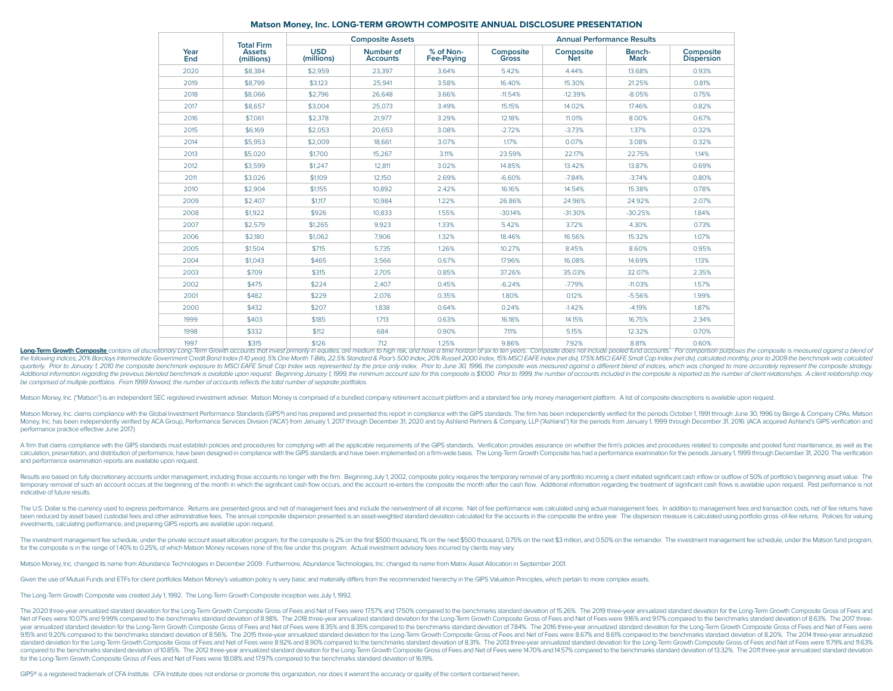## Matson Money, Inc. LONG-TERM GROWTH COMPOSITE ANNUAL DISCLOSURE PRESENTATION

| Year End | Total Firm Assets (millions) | Composite Assets | | | Annual Performance Results | | | |
|---|---|---|---|---|---|---|---|---|
| | | USD (millions) | Number of Accounts | % of Non-Fee-Paying | Composite Gross | Composite Net | Bench-Mark | Composite Dispersion |
| 2020 | $8,384 | $2,959 | 23,397 | 3.64% | 5.42% | 4.44% | 13.68% | 0.93% |
| 2019 | $8,799 | $3,123 | 25,941 | 3.58% | 16.40% | 15.30% | 21.25% | 0.81% |
| 2018 | $8,066 | $2,796 | 26,648 | 3.66% | -11.54% | -12.39% | -8.05% | 0.75% |
| 2017 | $8,657 | $3,004 | 25,073 | 3.49% | 15.15% | 14.02% | 17.46% | 0.82% |
| 2016 | $7,061 | $2,378 | 21,977 | 3.29% | 12.18% | 11.01% | 8.00% | 0.67% |
| 2015 | $6,169 | $2,053 | 20,653 | 3.08% | -2.72% | -3.73% | 1.37% | 0.32% |
| 2014 | $5,953 | $2,009 | 18,661 | 3.07% | 1.17% | 0.07% | 3.08% | 0.32% |
| 2013 | $5,020 | $1,700 | 15,267 | 3.11% | 23.59% | 22.17% | 22.75% | 1.14% |
| 2012 | $3,599 | $1,247 | 12,811 | 3.02% | 14.85% | 13.42% | 13.87% | 0.69% |
| 2011 | $3,026 | $1,109 | 12,150 | 2.69% | -6.60% | -7.84% | -3.74% | 0.80% |
| 2010 | $2,904 | $1,155 | 10,892 | 2.42% | 16.16% | 14.54% | 15.38% | 0.78% |
| 2009 | $2,407 | $1,117 | 10,984 | 1.22% | 26.86% | 24.96% | 24.92% | 2.07% |
| 2008 | $1,922 | $926 | 10,833 | 1.55% | -30.14% | -31.30% | -30.25% | 1.84% |
| 2007 | $2,579 | $1,265 | 9,923 | 1.33% | 5.42% | 3.72% | 4.30% | 0.73% |
| 2006 | $2,180 | $1,062 | 7,906 | 1.32% | 18.46% | 16.56% | 15.32% | 1.07% |
| 2005 | $1,504 | $715 | 5,735 | 1.26% | 10.27% | 8.45% | 8.60% | 0.95% |
| 2004 | $1,043 | $465 | 3,566 | 0.67% | 17.96% | 16.08% | 14.69% | 1.13% |
| 2003 | $709 | $315 | 2,705 | 0.85% | 37.26% | 35.03% | 32.07% | 2.35% |
| 2002 | $475 | $224 | 2,407 | 0.45% | -6.24% | -7.79% | -11.03% | 1.57% |
| 2001 | $482 | $229 | 2,076 | 0.35% | 1.80% | 0.12% | -5.56% | 1.99% |
| 2000 | $432 | $207 | 1,838 | 0.64% | 0.24% | -1.42% | -4.19% | 1.87% |
| 1999 | $403 | $185 | 1,713 | 0.63% | 16.18% | 14.15% | 16.75% | 2.34% |
| 1998 | $332 | $112 | 684 | 0.90% | 7.11% | 5.15% | 12.32% | 0.70% |
| 1997 | $315 | $126 | 712 | 1.25% | 9.86% | 7.92% | 8.81% | 0.60% |

***Long-Term Growth Composite** contains all discretionary Long-Term Growth accounts that invest primarily in equities, are medium to high risk, and have a time horizon of six to ten years. Composite does not include pooled fund accounts. For comparison purposes the composite is measured against a blend of the following indices; 20% Barclays Intermediate Government Credit Bond Index (1-10 year), 5% One Month T-Bills, 22.5% Standard & Poor's 500 Index, 20% Russell 2000 Index, 15% MSCI EAFE Index (net div), 17.5% MSCI EAFE Small Cap Index (net div), calculated monthly, prior to 2009 the benchmark was calculated quarterly. Prior to January 1, 2010 the composite benchmark exposure to MSCI EAFE Small Cap Index was represented by the price only index. Prior to June 30, 1996, the composite was measured against a different blend of indices, which was changed to more accurately represent the composite strategy. Additional information regarding the previous blended benchmark is available upon request. Beginning January 1, 1999, the minimum account size for this composite is $1000. Prior to 1999, the number of accounts included in the composite is reported as the number of client relationships. A client relationship may be comprised of multiple portfolios. From 1999 forward, the number of accounts reflects the total number of separate portfolios.*

Matson Money, Inc. ("Matson") is an independent SEC registered investment adviser. Matson Money is comprised of a bundled company retirement account platform and a standard fee only money management platform. A list of composite descriptions is available upon request.

Matson Money, Inc. claims compliance with the Global Investment Performance Standards (GIPS®) and has prepared and presented this report in compliance with the GIPS standards. The firm has been independently verified for the periods October 1, 1991 through June 30, 1996 by Berge & Company CPAs. Matson Money, Inc. has been independently verified by ACA Group, Performance Services Division ("ACA") from January 1, 2017 through December 31, 2020 and by Ashland Partners & Company, LLP ("Ashland") for the periods from January 1, 1999 through December 31, 2016. (ACA acquired Ashland's GIPS verification and performance practice effective June 2017.)

A firm that claims compliance with the GIPS standards must establish policies and procedures for complying with all the applicable requirements of the GIPS standards. Verification provides assurance on whether the firm's policies and procedures related to composite and pooled fund maintenance, as well as the calculation, presentation, and distribution of performance, have been designed in compliance with the GIPS standards and have been implemented on a firm-wide basis. The Long-Term Growth Composite has had a performance examination for the periods January 1, 1999 through December 31, 2020. The verification and performance examination reports are available upon request.

Results are based on fully discretionary accounts under management, including those accounts no longer with the firm. Beginning July 1, 2002, composite policy requires the temporary removal of any portfolio incurring a client initiated significant cash inflow or outflow of 50% of portfolio's beginning asset value. The temporary removal of such an account occurs at the beginning of the month in which the significant cash flow occurs, and the account re-enters the composite the month after the cash flow. Additional information regarding the treatment of significant cash flows is available upon request. Past performance is not indicative of future results.

The U.S. Dollar is the currency used to express performance. Returns are presented gross and net of management fees and include the reinvestment of all income. Net of fee performance was calculated using actual management fees. In addition to management fees and transaction costs, net of fee returns have been reduced by asset based custodial fees and other administrative fees. The annual composite dispersion presented is an asset-weighted standard deviation calculated for the accounts in the composite the entire year. The dispersion measure is calculated using portfolio gross -of-fee returns. Policies for valuing investments, calculating performance, and preparing GIPS reports are available upon request.

The investment management fee schedule, under the private account asset allocation program, for the composite is 2% on the first $500 thousand, 1% on the next $500 thousand, 0.75% on the next $3 million, and 0.50% on the remainder. The investment management fee schedule, under the Matson fund program, for the composite is in the range of 1.40% to 0.25%, of which Matson Money receives none of this fee under this program. Actual investment advisory fees incurred by clients may vary.

Matson Money, Inc. changed its name from Abundance Technologies in December 2009. Furthermore, Abundance Technologies, Inc. changed its name from Matrix Asset Allocation in September 2001.

Given the use of Mutual Funds and ETFs for client portfolios Matson Money's valuation policy is very basic and materially differs from the recommended hierarchy in the GIPS Valuation Principles, which pertain to more complex assets.

The Long-Term Growth Composite was created July 1, 1992. The Long-Term Growth Composite inception was July 1, 1992.

The 2020 three-year annualized standard deviation for the Long-Term Growth Composite Gross of Fees and Net of Fees were 17.57% and 17.50% compared to the benchmarks standard deviation of 15.26%. The 2019 three-year annualized standard deviation for the Long-Term Growth Composite Gross of Fees and Net of Fees were 10.07% and 9.99% compared to the benchmarks standard deviation of 8.98%. The 2018 three-year annualized standard deviation for the Long-Term Growth Composite Gross of Fees and Net of Fees were 9.16% and 9.17% compared to the benchmarks standard deviation of 8.63%. The 2017 three-year annualized standard deviation for the Long-Term Growth Composite Gross of Fees and Net of Fees were 8.35% and 8.35% compared to the benchmarks standard deviation of 7.84%. The 2016 three-year annualized standard deviation for the Long-Term Growth Composite Gross of Fees and Net of Fees were 9.15% and 9.20% compared to the benchmarks standard deviation of 8.56%. The 2015 three-year annualized standard deviation for the Long-Term Growth Composite Gross of Fees and Net of Fees were 8.67% and 8.61% compared to the benchmarks standard deviation of 8.20%. The 2014 three-year annualized standard deviation for the Long-Term Growth Composite Gross of Fees and Net of Fees were 8.92% and 8.90% compared to the benchmarks standard deviation of 8.31%. The 2013 three-year annualized standard deviation for the Long-Term Growth Composite Gross of Fees and Net of Fees were 11.79% and 11.63% compared to the benchmarks standard deviation of 10.85%. The 2012 three-year annualized standard deviation for the Long-Term Growth Composite Gross of Fees and Net of Fees were 14.70% and 14.57% compared to the benchmarks standard deviation of 13.32%. The 2011 three-year annualized standard deviation for the Long-Term Growth Composite Gross of Fees and Net of Fees were 18.08% and 17.97% compared to the benchmarks standard deviation of 16.19%.

GIPS® is a registered trademark of CFA Institute. CFA Institute does not endorse or promote this organization, nor does it warrant the accuracy or quality of the content contained herein.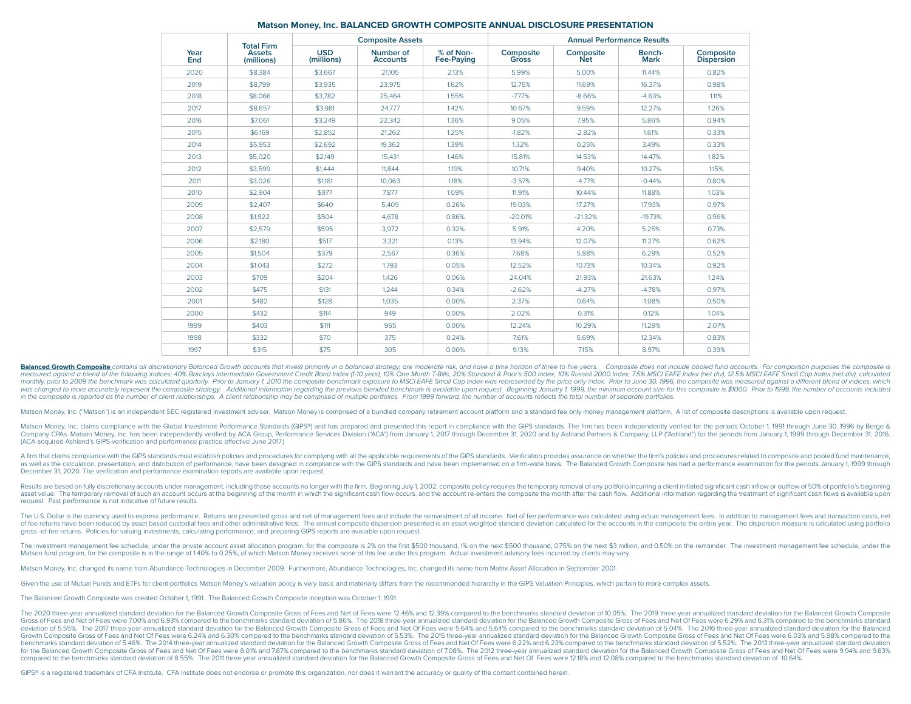# Matson Money, Inc. BALANCED GROWTH COMPOSITE ANNUAL DISCLOSURE PRESENTATION

| Year End | Total Firm Assets (millions) | Composite Assets | | | Annual Performance Results | | | |
|---|---|---|---|---|---|---|---|---|
| | | USD (millions) | Number of Accounts | % of Non-Fee-Paying | Composite Gross | Composite Net | Bench-Mark | Composite Dispersion |
| 2020 | $8,384 | $3,667 | 21,105 | 2.13% | 5.99% | 5.00% | 11.44% | 0.82% |
| 2019 | $8,799 | $3,935 | 23,975 | 1.62% | 12.75% | 11.69% | 16.37% | 0.98% |
| 2018 | $8,066 | $3,782 | 25,464 | 1.55% | -7.77% | -8.66% | -4.63% | 1.11% |
| 2017 | $8,657 | $3,981 | 24,777 | 1.42% | 10.67% | 9.59% | 12.27% | 1.26% |
| 2016 | $7,061 | $3,249 | 22,342 | 1.36% | 9.05% | 7.95% | 5.86% | 0.94% |
| 2015 | $6,169 | $2,852 | 21,262 | 1.25% | -1.82% | -2.82% | 1.61% | 0.33% |
| 2014 | $5,953 | $2,692 | 19,362 | 1.39% | 1.32% | 0.25% | 3.49% | 0.33% |
| 2013 | $5,020 | $2,149 | 15,431 | 1.46% | 15.81% | 14.53% | 14.47% | 1.82% |
| 2012 | $3,599 | $1,444 | 11,844 | 1.19% | 10.71% | 9.40% | 10.27% | 1.15% |
| 2011 | $3,026 | $1,161 | 10,063 | 1.18% | -3.57% | -4.77% | -0.44% | 0.80% |
| 2010 | $2,904 | $977 | 7,877 | 1.09% | 11.91% | 10.44% | 11.88% | 1.03% |
| 2009 | $2,407 | $640 | 5,409 | 0.26% | 19.03% | 17.27% | 17.93% | 0.97% |
| 2008 | $1,922 | $504 | 4,678 | 0.86% | -20.01% | -21.32% | -19.73% | 0.96% |
| 2007 | $2,579 | $595 | 3,972 | 0.32% | 5.91% | 4.20% | 5.25% | 0.73% |
| 2006 | $2,180 | $517 | 3,321 | 0.13% | 13.94% | 12.07% | 11.27% | 0.62% |
| 2005 | $1,504 | $379 | 2,567 | 0.36% | 7.68% | 5.88% | 6.29% | 0.52% |
| 2004 | $1,043 | $272 | 1,793 | 0.05% | 12.52% | 10.73% | 10.34% | 0.92% |
| 2003 | $709 | $204 | 1,426 | 0.06% | 24.04% | 21.93% | 21.63% | 1.24% |
| 2002 | $475 | $131 | 1,244 | 0.34% | -2.62% | -4.27% | -4.78% | 0.97% |
| 2001 | $482 | $128 | 1,035 | 0.00% | 2.37% | 0.64% | -1.08% | 0.50% |
| 2000 | $432 | $114 | 949 | 0.00% | 2.02% | 0.31% | 0.12% | 1.04% |
| 1999 | $403 | $111 | 965 | 0.00% | 12.24% | 10.29% | 11.29% | 2.07% |
| 1998 | $332 | $70 | 375 | 0.24% | 7.61% | 5.69% | 12.34% | 0.83% |
| 1997 | $315 | $75 | 305 | 0.00% | 9.13% | 7.15% | 8.97% | 0.39% |

***Balanced Growth Composite** contains all discretionary Balanced Growth accounts that invest primarily in a balanced strategy, are moderate risk, and have a time horizon of three to five years. Composite does not include pooled fund accounts. For comparison purposes the composite is measured against a blend of the following indices; 40% Barclays Intermediate Government Credit Bond Index (1-10 year), 10% One Month T-Bills, 20% Standard & Poor's 500 Index, 10% Russell 2000 Index, 7.5% MSCI EAFE Index (net div), 12.5% MSCI EAFE Small Cap Index (net div), calculated monthly; prior to 2009 the benchmark was calculated quarterly. Prior to January 1, 2010 the composite benchmark exposure to MSCI EAFE Small Cap Index was represented by the price only index. Prior to June 30, 1996, the composite was measured against a different blend of indices, which was changed to more accurately represent the composite strategy. Additional information regarding the previous blended benchmark is available upon request. Beginning January 1, 1999, the minimum account size for this composite is $1000. Prior to 1999, the number of accounts included in the composite is reported as the number of client relationships. A client relationship may be comprised of multiple portfolios. From 1999 forward, the number of accounts reflects the total number of separate portfolios.*

Matson Money, Inc. ("Matson") is an independent SEC registered investment adviser. Matson Money is comprised of a bundled company retirement account platform and a standard fee only money management platform. A list of composite descriptions is available upon request.

Matson Money, Inc. claims compliance with the Global Investment Performance Standards (GIPS®) and has prepared and presented this report in compliance with the GIPS standards. The firm has been independently verified for the periods October 1, 1991 through June 30, 1996 by Berge & Company CPAs. Matson Money, Inc. has been independently verified by ACA Group, Performance Services Division ("ACA") from January 1, 2017 through December 31, 2020 and by Ashland Partners & Company, LLP ("Ashland") for the periods from January 1, 1999 through December 31, 2016. (ACA acquired Ashland's GIPS verification and performance practice effective June 2017.)

A firm that claims compliance with the GIPS standards must establish policies and procedures for complying with all the applicable requirements of the GIPS standards. Verification provides assurance on whether the firm's policies and procedures related to composite and pooled fund maintenance, as well as the calculation, presentation, and distribution of performance, have been designed in compliance with the GIPS standards and have been implemented on a firm-wide basis. The Balanced Growth Composite has had a performance examination for the periods January 1, 1999 through December 31, 2020. The verification and performance examination reports are available upon request.

Results are based on fully discretionary accounts under management, including those accounts no longer with the firm. Beginning July 1, 2002, composite policy requires the temporary removal of any portfolio incurring a client initiated significant cash inflow or outflow of 50% of portfolio's beginning asset value. The temporary removal of such an account occurs at the beginning of the month in which the significant cash flow occurs, and the account re-enters the composite the month after the cash flow. Additional information regarding the treatment of significant cash flows is available upon request. Past performance is not indicative of future results.

The U.S. Dollar is the currency used to express performance. Returns are presented gross and net of management fees and include the reinvestment of all income. Net of fee performance was calculated using actual management fees. In addition to management fees and transaction costs, net of fee returns have been reduced by asset based custodial fees and other administrative fees. The annual composite dispersion presented is an asset-weighted standard deviation calculated for the accounts in the composite the entire year. The dispersion measure is calculated using portfolio gross -of-fee returns. Policies for valuing investments, calculating performance, and preparing GIPS reports are available upon request.

The investment management fee schedule, under the private account asset allocation program, for the composite is 2% on the first $500 thousand, 1% on the next $500 thousand, 0.75% on the next $3 million, and 0.50% on the remainder. The investment management fee schedule, under the Matson fund program, for the composite is in the range of 1.40% to 0.25%, of which Matson Money receives none of this fee under this program. Actual investment advisory fees incurred by clients may vary.

Matson Money, Inc. changed its name from Abundance Technologies in December 2009. Furthermore, Abundance Technologies, Inc. changed its name from Matrix Asset Allocation in September 2001.

Given the use of Mutual Funds and ETFs for client portfolios Matson Money's valuation policy is very basic and materially differs from the recommended hierarchy in the GIPS Valuation Principles, which pertain to more complex assets.

The Balanced Growth Composite was created October 1, 1991. The Balanced Growth Composite inception was October 1, 1991.

The 2020 three-year annualized standard deviation for the Balanced Growth Composite Gross of Fees and Net of Fees were 12.46% and 12.39% compared to the benchmarks standard deviation of 10.05%. The 2019 three-year annualized standard deviation for the Balanced Growth Composite Gross of Fees and Net of Fees were 7.00% and 6.93% compared to the benchmarks standard deviation of 5.86%. The 2018 three-year annualized standard deviation for the Balanced Growth Composite Gross of Fees and Net Of Fees were 6.29% and 6.31% compared to the benchmarks standard deviation of 5.55%. The 2017 three-year annualized standard deviation for the Balanced Growth Composite Gross of Fees and Net Of Fees were 5.64% and 5.64% compared to the benchmarks standard deviation of 5.04%. The 2016 three-year annualized standard deviation for the Balanced Growth Composite Gross of Fees and Net Of Fees were 6.24% and 6.30% compared to the benchmarks standard deviation of 5.53%. The 2015 three-year annualized standard deviation for the Balanced Growth Composite Gross of Fees and Net Of Fees were 6.03% and 5.98% compared to the benchmarks standard deviation of 5.46%. The 2014 three-year annualized standard deviation for the Balanced Growth Composite Gross of Fees and Net Of Fees were 6.22% and 6.23% compared to the benchmarks standard deviation of 5.52%. The 2013 three-year annualized standard deviation for the Balanced Growth Composite Gross of Fees and Net Of Fees were 8.01% and 7.87% compared to the benchmarks standard deviation of 7.08%. The 2012 three-year annualized standard deviation for the Balanced Growth Composite Gross of Fees and Net Of Fees were 9.94% and 9.83% compared to the benchmarks standard deviation of 8.55%. The 2011 three year annualized standard deviation for the Balanced Growth Composite Gross of Fees and Net Of Fees were 12.18% and 12.08% compared to the benchmarks standard deviation of 10.64%.

GIPS® is a registered trademark of CFA Institute. CFA Institute does not endorse or promote this organization, nor does it warrant the accuracy or quality of the content contained herein.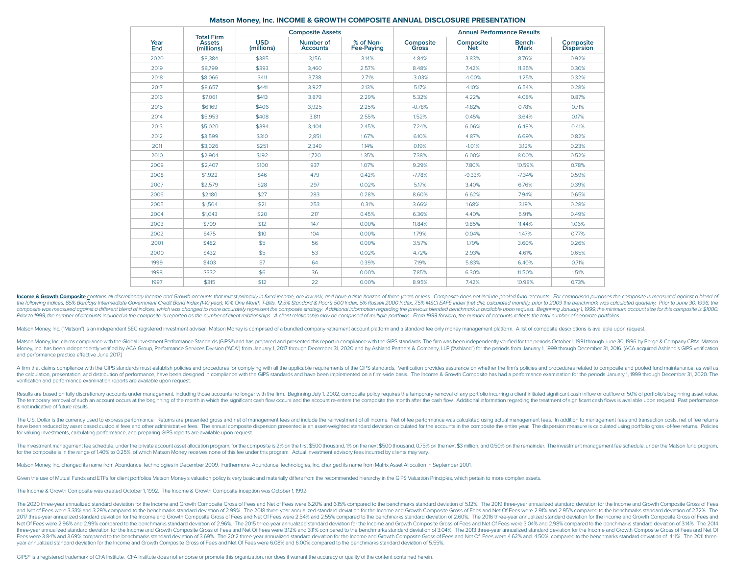# Matson Money, Inc. INCOME & GROWTH COMPOSITE ANNUAL DISCLOSURE PRESENTATION

| Year End | Total Firm Assets (millions) | Composite Assets | | | Annual Performance Results | | | |
|---|---|---|---|---|---|---|---|---|
| | | USD (millions) | Number of Accounts | % of Non-Fee-Paying | Composite Gross | Composite Net | Bench-Mark | Composite Dispersion |
| 2020 | $8,384 | $385 | 3,156 | 3.14% | 4.84% | 3.83% | 8.76% | 0.92% |
| 2019 | $8,799 | $393 | 3,460 | 2.57% | 8.48% | 7.42% | 11.35% | 0.30% |
| 2018 | $8,066 | $411 | 3,738 | 2.71% | -3.03% | -4.00% | -1.25% | 0.32% |
| 2017 | $8,657 | $441 | 3,927 | 2.13% | 5.17% | 4.10% | 6.54% | 0.28% |
| 2016 | $7,061 | $413 | 3,879 | 2.29% | 5.32% | 4.22% | 4.08% | 0.87% |
| 2015 | $6,169 | $406 | 3,925 | 2.25% | -0.78% | -1.82% | 0.78% | 0.71% |
| 2014 | $5,953 | $408 | 3,811 | 2.55% | 1.52% | 0.45% | 3.64% | 0.17% |
| 2013 | $5,020 | $394 | 3,404 | 2.45% | 7.24% | 6.06% | 6.48% | 0.41% |
| 2012 | $3,599 | $310 | 2,851 | 1.67% | 6.10% | 4.87% | 6.69% | 0.82% |
| 2011 | $3,026 | $251 | 2,349 | 1.14% | 0.19% | -1.01% | 3.12% | 0.23% |
| 2010 | $2,904 | $192 | 1,720 | 1.35% | 7.38% | 6.00% | 8.00% | 0.52% |
| 2009 | $2,407 | $100 | 937 | 1.07% | 9.29% | 7.80% | 10.59% | 0.78% |
| 2008 | $1,922 | $46 | 479 | 0.42% | -7.78% | -9.33% | -7.34% | 0.59% |
| 2007 | $2,579 | $28 | 297 | 0.02% | 5.17% | 3.40% | 6.76% | 0.39% |
| 2006 | $2,180 | $27 | 283 | 0.28% | 8.60% | 6.62% | 7.94% | 0.65% |
| 2005 | $1,504 | $21 | 253 | 0.31% | 3.66% | 1.68% | 3.19% | 0.28% |
| 2004 | $1,043 | $20 | 217 | 0.45% | 6.36% | 4.40% | 5.91% | 0.49% |
| 2003 | $709 | $12 | 147 | 0.00% | 11.84% | 9.85% | 11.44% | 1.06% |
| 2002 | $475 | $10 | 104 | 0.00% | 1.79% | 0.04% | 1.47% | 0.77% |
| 2001 | $482 | $5 | 56 | 0.00% | 3.57% | 1.79% | 3.60% | 0.26% |
| 2000 | $432 | $5 | 53 | 0.02% | 4.72% | 2.93% | 4.61% | 0.65% |
| 1999 | $403 | $7 | 64 | 0.39% | 7.19% | 5.83% | 6.40% | 0.71% |
| 1998 | $332 | $6 | 36 | 0.00% | 7.85% | 6.30% | 11.50% | 1.51% |
| 1997 | $315 | $12 | 22 | 0.00% | 8.95% | 7.42% | 10.98% | 0.73% |

***Income & Growth Composite*** *contains all discretionary Income and Growth accounts that invest primarily in fixed income, are low risk, and have a time horizon of three years or less. Composite does not include pooled fund accounts. For comparison purposes the composite is measured against a blend of the following indices; 65% Barclays Intermediate Government Credit Bond Index (1-10 year), 10% One Month T-Bills, 12.5% Standard & Poor's 500 Index, 5% Russell 2000 Index, 7.5% MSCI EAFE Index (net div), calculated monthly, prior to 2009 the benchmark was calculated quarterly. Prior to June 30, 1996, the composite was measured against a different blend of indices, which was changed to more accurately represent the composite strategy. Additional information regarding the previous blended benchmark is available upon request. Beginning January 1, 1999, the minimum account size for this composite is $1000. Prior to 1999, the number of accounts included in the composite is reported as the number of client relationships. A client relationship may be comprised of multiple portfolios. From 1999 forward, the number of accounts reflects the total number of separate portfolios.*

Matson Money, Inc. ("Matson") is an independent SEC registered investment adviser. Matson Money is comprised of a bundled company retirement account platform and a standard fee only money management platform. A list of composite descriptions is available upon request.

Matson Money, Inc. claims compliance with the Global Investment Performance Standards (GIPS®) and has prepared and presented this report in compliance with the GIPS standards. The firm was been independently verified for the periods October 1, 1991 through June 30, 1996 by Berge & Company CPAs. Matson Money, Inc. has been independently verified by ACA Group, Performance Services Division ("ACA") from January 1, 2017 through December 31, 2020 and by Ashland Partners & Company, LLP ("Ashland") for the periods from January 1, 1999 through December 31, 2016. (ACA acquired Ashland's GIPS verification and performance practice effective June 2017.)

A firm that claims compliance with the GIPS standards must establish policies and procedures for complying with all the applicable requirements of the GIPS standards. Verification provides assurance on whether the firm's policies and procedures related to composite and pooled fund maintenance, as well as the calculation, presentation, and distribution of performance, have been designed in compliance with the GIPS standards and have been implemented on a firm-wide basis. The Income & Growth Composite has had a performance examination for the periods January 1, 1999 through December 31, 2020. The verification and performance examination reports are available upon request.

Results are based on fully discretionary accounts under management, including those accounts no longer with the firm. Beginning July 1, 2002, composite policy requires the temporary removal of any portfolio incurring a client initiated significant cash inflow or outflow of 50% of portfolio's beginning asset value. The temporary removal of such an account occurs at the beginning of the month in which the significant cash flow occurs and the account re-enters the composite the month after the cash flow. Additional information regarding the treatment of significant cash flows is available upon request. Past performance is not indicative of future results.

The U.S. Dollar is the currency used to express performance. Returns are presented gross and net of management fees and include the reinvestment of all income. Net of fee performance was calculated using actual management fees. In addition to management fees and transaction costs, net of fee returns have been reduced by asset based custodial fees and other administrative fees. The annual composite dispersion presented is an asset-weighted standard deviation calculated for the accounts in the composite the entire year. The dispersion measure is calculated using portfolio gross -of-fee returns. Policies for valuing investments, calculating performance, and preparing GIPS reports are available upon request.

The investment management fee schedule, under the private account asset allocation program, for the composite is 2% on the first $500 thousand, 1% on the next $500 thousand, 0.75% on the next $3 million, and 0.50% on the remainder. The investment management fee schedule, under the Matson fund program, for the composite is in the range of 1.40% to 0.25%, of which Matson Money receives none of this fee under this program. Actual investment advisory fees incurred by clients may vary.

Matson Money, Inc. changed its name from Abundance Technologies in December 2009. Furthermore, Abundance Technologies, Inc. changed its name from Matrix Asset Allocation in September 2001.

Given the use of Mutual Funds and ETFs for client portfolios Matson Money's valuation policy is very basic and materially differs from the recommended hierarchy in the GIPS Valuation Principles, which pertain to more complex assets.

The Income & Growth Composite was created October 1, 1992. The Income & Growth Composite inception was October 1, 1992.

The 2020 three-year annualized standard deviation for the Income and Growth Composite Gross of Fees and Net of Fees were 6.20% and 6.15% compared to the benchmarks standard deviation of 5.12%. The 2019 three-year annualized standard deviation for the Income and Growth Composite Gross of Fees and Net of Fees were 3.33% and 3.29% compared to the benchmarks standard deviation of 2.99%. The 2018 three-year annualized standard deviation for the Income and Growth Composite Gross of Fees and Net Of Fees were 2.91% and 2.95% compared to the benchmarks standard deviation of 2.72%. The 2017 three-year annualized standard deviation for the Income and Growth Composite Gross of Fees and Net Of Fees were 2.54% and 2.55% compared to the benchmarks standard deviation of 2.60%. The 2016 three-year annualized standard deviation for the Income and Growth Composite Gross of Fees and Net Of Fees were 2.96% and 2.99% compared to the benchmarks standard deviation of 2.96%. The 2015 three-year annualized standard deviation for the Income and Growth Composite Gross of Fees and Net Of Fees were 3.04% and 2.98% compared to the benchmarks standard deviation of 3.14%. The 2014 three-year annualized standard deviation for the Income and Growth Composite Gross of Fees and Net Of Fees were 3.12% and 3.11% compared to the benchmarks standard deviation of 3.04%. The 2013 three-year annualized standard deviation for the Income and Growth Composite Gross of Fees and Net Of Fees were 3.84% and 3.69% compared to the benchmarks standard deviation of 3.69%. The 2012 three-year annualized standard deviation for the Income and Growth Composite Gross of Fees and Net Of Fees were 4.62% and 4.50% compared to the benchmarks standard deviation of 4.11%. The 2011 three-year annualized standard deviation for the Income and Growth Composite Gross of Fees and Net Of Fees were 6.08% and 6.00% compared to the benchmarks standard deviation of 5.55%.

GIPS® is a registered trademark of CFA Institute. CFA Institute does not endorse or promote this organization, nor does it warrant the accuracy or quality of the content contained herein.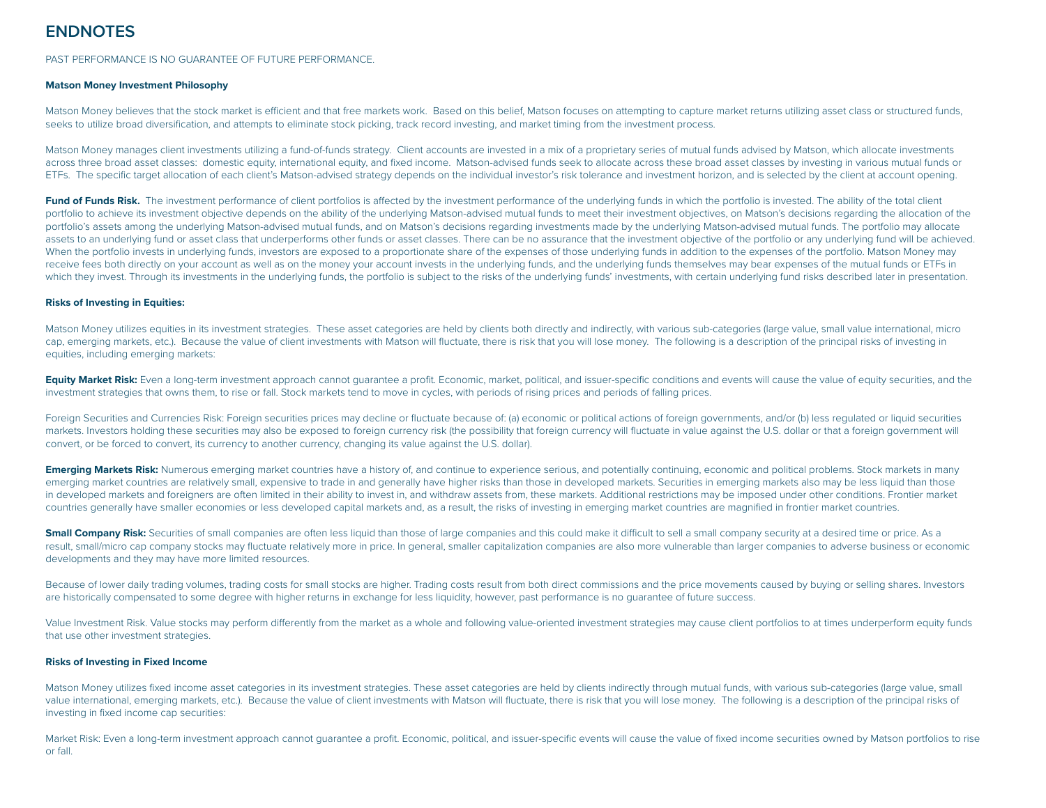# ENDNOTES

PAST PERFORMANCE IS NO GUARANTEE OF FUTURE PERFORMANCE.

**Matson Money Investment Philosophy**

Matson Money believes that the stock market is efficient and that free markets work. Based on this belief, Matson focuses on attempting to capture market returns utilizing asset class or structured funds, seeks to utilize broad diversification, and attempts to eliminate stock picking, track record investing, and market timing from the investment process.

Matson Money manages client investments utilizing a fund-of-funds strategy. Client accounts are invested in a mix of a proprietary series of mutual funds advised by Matson, which allocate investments across three broad asset classes: domestic equity, international equity, and fixed income. Matson-advised funds seek to allocate across these broad asset classes by investing in various mutual funds or ETFs. The specific target allocation of each client's Matson-advised strategy depends on the individual investor's risk tolerance and investment horizon, and is selected by the client at account opening.

**Fund of Funds Risk.** The investment performance of client portfolios is affected by the investment performance of the underlying funds in which the portfolio is invested. The ability of the total client portfolio to achieve its investment objective depends on the ability of the underlying Matson-advised mutual funds to meet their investment objectives, on Matson's decisions regarding the allocation of the portfolio's assets among the underlying Matson-advised mutual funds, and on Matson's decisions regarding investments made by the underlying Matson-advised mutual funds. The portfolio may allocate assets to an underlying fund or asset class that underperforms other funds or asset classes. There can be no assurance that the investment objective of the portfolio or any underlying fund will be achieved. When the portfolio invests in underlying funds, investors are exposed to a proportionate share of the expenses of those underlying funds in addition to the expenses of the portfolio. Matson Money may receive fees both directly on your account as well as on the money your account invests in the underlying funds, and the underlying funds themselves may bear expenses of the mutual funds or ETFs in which they invest. Through its investments in the underlying funds, the portfolio is subject to the risks of the underlying funds' investments, with certain underlying fund risks described later in presentation.

**Risks of Investing in Equities:**

Matson Money utilizes equities in its investment strategies. These asset categories are held by clients both directly and indirectly, with various sub-categories (large value, small value international, micro cap, emerging markets, etc.). Because the value of client investments with Matson will fluctuate, there is risk that you will lose money. The following is a description of the principal risks of investing in equities, including emerging markets:

**Equity Market Risk:** Even a long-term investment approach cannot guarantee a profit. Economic, market, political, and issuer-specific conditions and events will cause the value of equity securities, and the investment strategies that owns them, to rise or fall. Stock markets tend to move in cycles, with periods of rising prices and periods of falling prices.

Foreign Securities and Currencies Risk: Foreign securities prices may decline or fluctuate because of: (a) economic or political actions of foreign governments, and/or (b) less regulated or liquid securities markets. Investors holding these securities may also be exposed to foreign currency risk (the possibility that foreign currency will fluctuate in value against the U.S. dollar or that a foreign government will convert, or be forced to convert, its currency to another currency, changing its value against the U.S. dollar).

**Emerging Markets Risk:** Numerous emerging market countries have a history of, and continue to experience serious, and potentially continuing, economic and political problems. Stock markets in many emerging market countries are relatively small, expensive to trade in and generally have higher risks than those in developed markets. Securities in emerging markets also may be less liquid than those in developed markets and foreigners are often limited in their ability to invest in, and withdraw assets from, these markets. Additional restrictions may be imposed under other conditions. Frontier market countries generally have smaller economies or less developed capital markets and, as a result, the risks of investing in emerging market countries are magnified in frontier market countries.

**Small Company Risk:** Securities of small companies are often less liquid than those of large companies and this could make it difficult to sell a small company security at a desired time or price. As a result, small/micro cap company stocks may fluctuate relatively more in price. In general, smaller capitalization companies are also more vulnerable than larger companies to adverse business or economic developments and they may have more limited resources.

Because of lower daily trading volumes, trading costs for small stocks are higher. Trading costs result from both direct commissions and the price movements caused by buying or selling shares. Investors are historically compensated to some degree with higher returns in exchange for less liquidity, however, past performance is no guarantee of future success.

Value Investment Risk. Value stocks may perform differently from the market as a whole and following value-oriented investment strategies may cause client portfolios to at times underperform equity funds that use other investment strategies.

**Risks of Investing in Fixed Income**

Matson Money utilizes fixed income asset categories in its investment strategies. These asset categories are held by clients indirectly through mutual funds, with various sub-categories (large value, small value international, emerging markets, etc.). Because the value of client investments with Matson will fluctuate, there is risk that you will lose money. The following is a description of the principal risks of investing in fixed income cap securities:

Market Risk: Even a long-term investment approach cannot guarantee a profit. Economic, political, and issuer-specific events will cause the value of fixed income securities owned by Matson portfolios to rise or fall.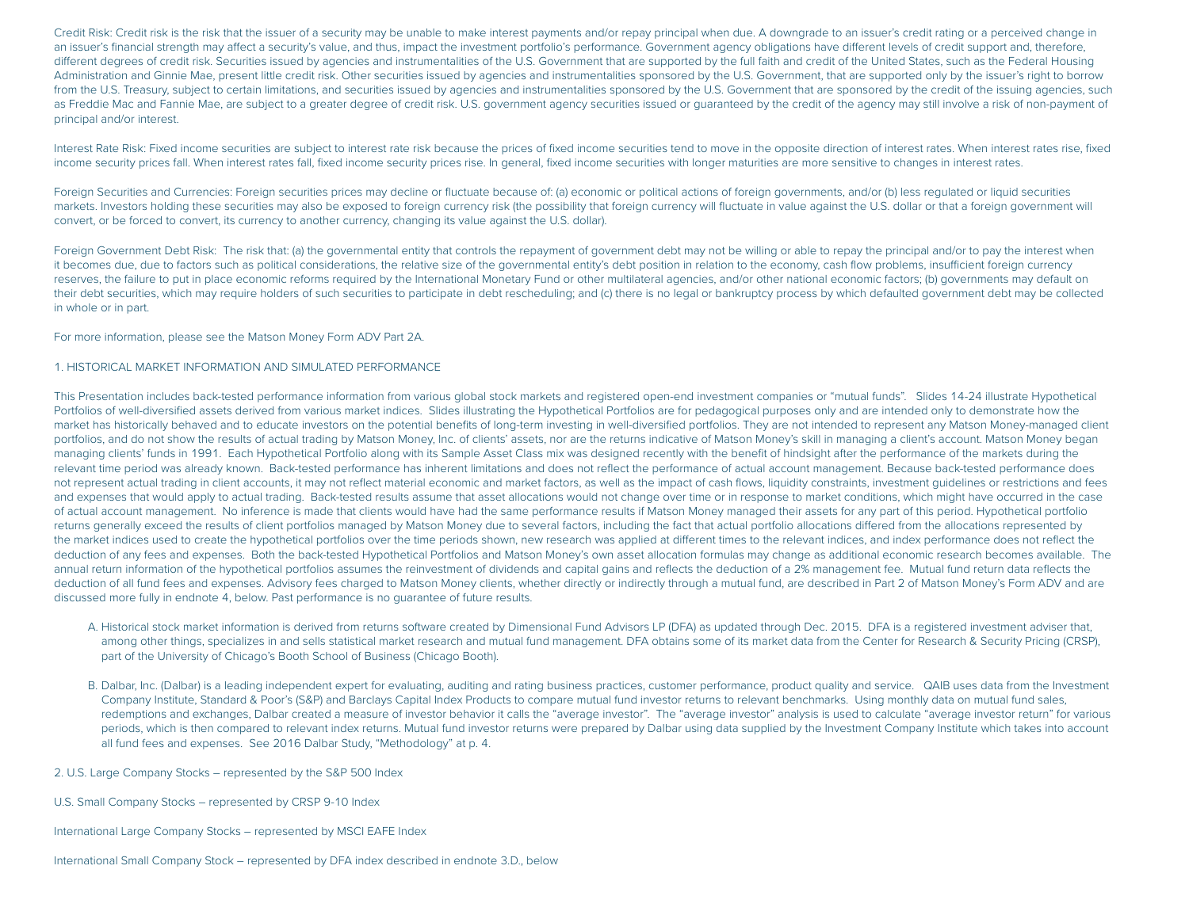Credit Risk: Credit risk is the risk that the issuer of a security may be unable to make interest payments and/or repay principal when due. A downgrade to an issuer's credit rating or a perceived change in an issuer's financial strength may affect a security's value, and thus, impact the investment portfolio's performance. Government agency obligations have different levels of credit support and, therefore, different degrees of credit risk. Securities issued by agencies and instrumentalities of the U.S. Government that are supported by the full faith and credit of the United States, such as the Federal Housing Administration and Ginnie Mae, present little credit risk. Other securities issued by agencies and instrumentalities sponsored by the U.S. Government, that are supported only by the issuer's right to borrow from the U.S. Treasury, subject to certain limitations, and securities issued by agencies and instrumentalities sponsored by the U.S. Government that are sponsored by the credit of the issuing agencies, such as Freddie Mac and Fannie Mae, are subject to a greater degree of credit risk. U.S. government agency securities issued or guaranteed by the credit of the agency may still involve a risk of non-payment of principal and/or interest.

Interest Rate Risk: Fixed income securities are subject to interest rate risk because the prices of fixed income securities tend to move in the opposite direction of interest rates. When interest rates rise, fixed income security prices fall. When interest rates fall, fixed income security prices rise. In general, fixed income securities with longer maturities are more sensitive to changes in interest rates.

Foreign Securities and Currencies: Foreign securities prices may decline or fluctuate because of: (a) economic or political actions of foreign governments, and/or (b) less regulated or liquid securities markets. Investors holding these securities may also be exposed to foreign currency risk (the possibility that foreign currency will fluctuate in value against the U.S. dollar or that a foreign government will convert, or be forced to convert, its currency to another currency, changing its value against the U.S. dollar).

Foreign Government Debt Risk: The risk that: (a) the governmental entity that controls the repayment of government debt may not be willing or able to repay the principal and/or to pay the interest when it becomes due, due to factors such as political considerations, the relative size of the governmental entity's debt position in relation to the economy, cash flow problems, insufficient foreign currency reserves, the failure to put in place economic reforms required by the International Monetary Fund or other multilateral agencies, and/or other national economic factors; (b) governments may default on their debt securities, which may require holders of such securities to participate in debt rescheduling; and (c) there is no legal or bankruptcy process by which defaulted government debt may be collected in whole or in part.

For more information, please see the Matson Money Form ADV Part 2A.

1. HISTORICAL MARKET INFORMATION AND SIMULATED PERFORMANCE

This Presentation includes back-tested performance information from various global stock markets and registered open-end investment companies or "mutual funds". Slides 14-24 illustrate Hypothetical Portfolios of well-diversified assets derived from various market indices. Slides illustrating the Hypothetical Portfolios are for pedagogical purposes only and are intended only to demonstrate how the market has historically behaved and to educate investors on the potential benefits of long-term investing in well-diversified portfolios. They are not intended to represent any Matson Money-managed client portfolios, and do not show the results of actual trading by Matson Money, Inc. of clients' assets, nor are the returns indicative of Matson Money's skill in managing a client's account. Matson Money began managing clients' funds in 1991. Each Hypothetical Portfolio along with its Sample Asset Class mix was designed recently with the benefit of hindsight after the performance of the markets during the relevant time period was already known. Back-tested performance has inherent limitations and does not reflect the performance of actual account management. Because back-tested performance does not represent actual trading in client accounts, it may not reflect material economic and market factors, as well as the impact of cash flows, liquidity constraints, investment guidelines or restrictions and fees and expenses that would apply to actual trading. Back-tested results assume that asset allocations would not change over time or in response to market conditions, which might have occurred in the case of actual account management. No inference is made that clients would have had the same performance results if Matson Money managed their assets for any part of this period. Hypothetical portfolio returns generally exceed the results of client portfolios managed by Matson Money due to several factors, including the fact that actual portfolio allocations differed from the allocations represented by the market indices used to create the hypothetical portfolios over the time periods shown, new research was applied at different times to the relevant indices, and index performance does not reflect the deduction of any fees and expenses. Both the back-tested Hypothetical Portfolios and Matson Money's own asset allocation formulas may change as additional economic research becomes available. The annual return information of the hypothetical portfolios assumes the reinvestment of dividends and capital gains and reflects the deduction of a 2% management fee. Mutual fund return data reflects the deduction of all fund fees and expenses. Advisory fees charged to Matson Money clients, whether directly or indirectly through a mutual fund, are described in Part 2 of Matson Money's Form ADV and are discussed more fully in endnote 4, below. Past performance is no guarantee of future results.

A. Historical stock market information is derived from returns software created by Dimensional Fund Advisors LP (DFA) as updated through Dec. 2015. DFA is a registered investment adviser that, among other things, specializes in and sells statistical market research and mutual fund management. DFA obtains some of its market data from the Center for Research & Security Pricing (CRSP), part of the University of Chicago's Booth School of Business (Chicago Booth).

B. Dalbar, Inc. (Dalbar) is a leading independent expert for evaluating, auditing and rating business practices, customer performance, product quality and service. QAIB uses data from the Investment Company Institute, Standard & Poor's (S&P) and Barclays Capital Index Products to compare mutual fund investor returns to relevant benchmarks. Using monthly data on mutual fund sales, redemptions and exchanges, Dalbar created a measure of investor behavior it calls the "average investor". The "average investor" analysis is used to calculate "average investor return" for various periods, which is then compared to relevant index returns. Mutual fund investor returns were prepared by Dalbar using data supplied by the Investment Company Institute which takes into account all fund fees and expenses. See 2016 Dalbar Study, "Methodology" at p. 4.

2. U.S. Large Company Stocks – represented by the S&P 500 Index

U.S. Small Company Stocks – represented by CRSP 9-10 Index

International Large Company Stocks – represented by MSCI EAFE Index

International Small Company Stock – represented by DFA index described in endnote 3.D., below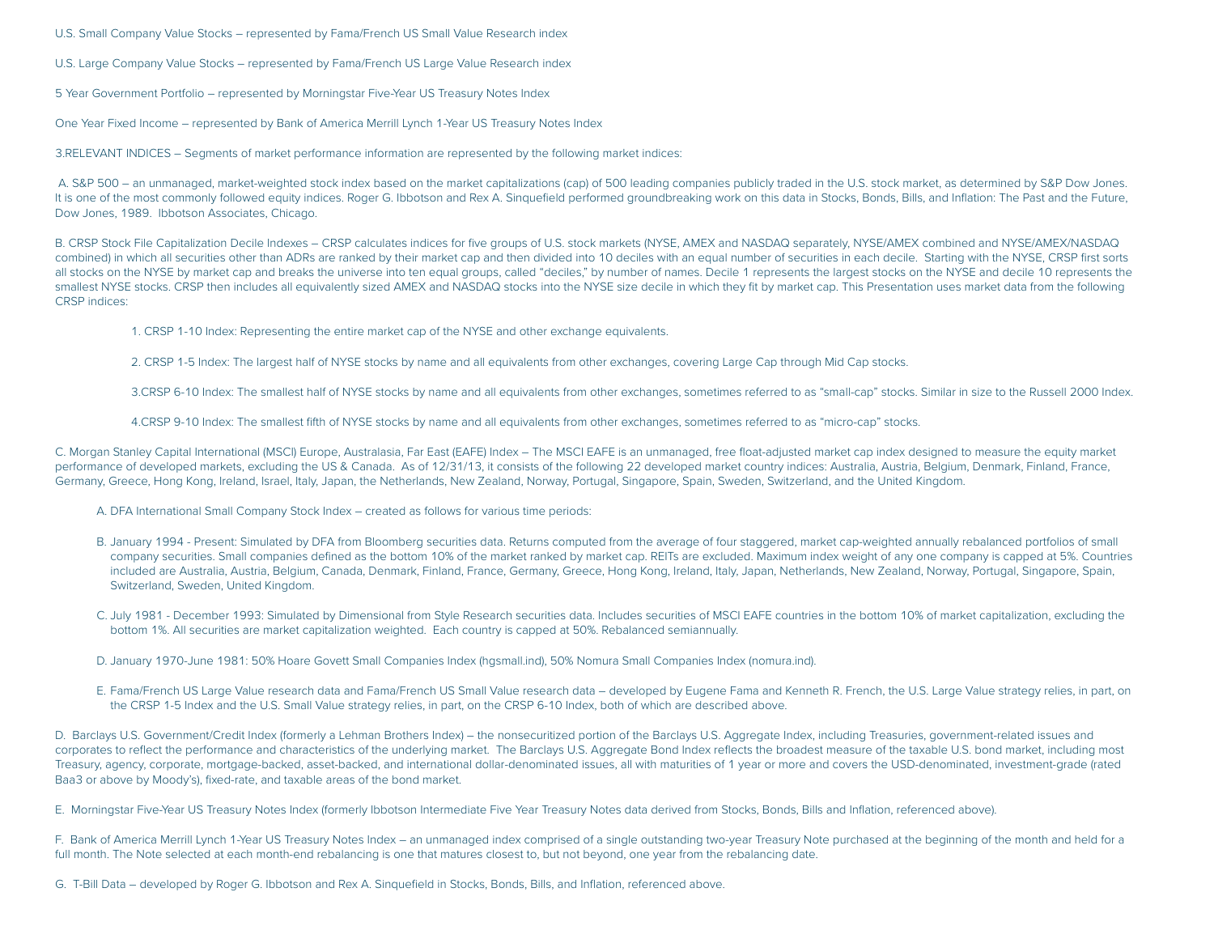U.S. Small Company Value Stocks – represented by Fama/French US Small Value Research index

U.S. Large Company Value Stocks – represented by Fama/French US Large Value Research index

5 Year Government Portfolio – represented by Morningstar Five-Year US Treasury Notes Index

One Year Fixed Income – represented by Bank of America Merrill Lynch 1-Year US Treasury Notes Index

3.RELEVANT INDICES – Segments of market performance information are represented by the following market indices:

A. S&P 500 – an unmanaged, market-weighted stock index based on the market capitalizations (cap) of 500 leading companies publicly traded in the U.S. stock market, as determined by S&P Dow Jones. It is one of the most commonly followed equity indices. Roger G. Ibbotson and Rex A. Sinquefield performed groundbreaking work on this data in Stocks, Bonds, Bills, and Inflation: The Past and the Future, Dow Jones, 1989. Ibbotson Associates, Chicago.

B. CRSP Stock File Capitalization Decile Indexes – CRSP calculates indices for five groups of U.S. stock markets (NYSE, AMEX and NASDAQ separately, NYSE/AMEX combined and NYSE/AMEX/NASDAQ combined) in which all securities other than ADRs are ranked by their market cap and then divided into 10 deciles with an equal number of securities in each decile. Starting with the NYSE, CRSP first sorts all stocks on the NYSE by market cap and breaks the universe into ten equal groups, called "deciles," by number of names. Decile 1 represents the largest stocks on the NYSE and decile 10 represents the smallest NYSE stocks. CRSP then includes all equivalently sized AMEX and NASDAQ stocks into the NYSE size decile in which they fit by market cap. This Presentation uses market data from the following CRSP indices:

1. CRSP 1-10 Index: Representing the entire market cap of the NYSE and other exchange equivalents.

2. CRSP 1-5 Index: The largest half of NYSE stocks by name and all equivalents from other exchanges, covering Large Cap through Mid Cap stocks.

3.CRSP 6-10 Index: The smallest half of NYSE stocks by name and all equivalents from other exchanges, sometimes referred to as "small-cap" stocks. Similar in size to the Russell 2000 Index.

4.CRSP 9-10 Index: The smallest fifth of NYSE stocks by name and all equivalents from other exchanges, sometimes referred to as "micro-cap" stocks.

C. Morgan Stanley Capital International (MSCI) Europe, Australasia, Far East (EAFE) Index – The MSCI EAFE is an unmanaged, free float-adjusted market cap index designed to measure the equity market performance of developed markets, excluding the US & Canada. As of 12/31/13, it consists of the following 22 developed market country indices: Australia, Austria, Belgium, Denmark, Finland, France, Germany, Greece, Hong Kong, Ireland, Israel, Italy, Japan, the Netherlands, New Zealand, Norway, Portugal, Singapore, Spain, Sweden, Switzerland, and the United Kingdom.

A. DFA International Small Company Stock Index – created as follows for various time periods:

B. January 1994 - Present: Simulated by DFA from Bloomberg securities data. Returns computed from the average of four staggered, market cap-weighted annually rebalanced portfolios of small company securities. Small companies defined as the bottom 10% of the market ranked by market cap. REITs are excluded. Maximum index weight of any one company is capped at 5%. Countries included are Australia, Austria, Belgium, Canada, Denmark, Finland, France, Germany, Greece, Hong Kong, Ireland, Italy, Japan, Netherlands, New Zealand, Norway, Portugal, Singapore, Spain, Switzerland, Sweden, United Kingdom.

C. July 1981 - December 1993: Simulated by Dimensional from Style Research securities data. Includes securities of MSCI EAFE countries in the bottom 10% of market capitalization, excluding the bottom 1%. All securities are market capitalization weighted. Each country is capped at 50%. Rebalanced semiannually.

D. January 1970-June 1981: 50% Hoare Govett Small Companies Index (hgsmall.ind), 50% Nomura Small Companies Index (nomura.ind).

E. Fama/French US Large Value research data and Fama/French US Small Value research data – developed by Eugene Fama and Kenneth R. French, the U.S. Large Value strategy relies, in part, on the CRSP 1-5 Index and the U.S. Small Value strategy relies, in part, on the CRSP 6-10 Index, both of which are described above.

D. Barclays U.S. Government/Credit Index (formerly a Lehman Brothers Index) – the nonsecuritized portion of the Barclays U.S. Aggregate Index, including Treasuries, government-related issues and corporates to reflect the performance and characteristics of the underlying market. The Barclays U.S. Aggregate Bond Index reflects the broadest measure of the taxable U.S. bond market, including most Treasury, agency, corporate, mortgage-backed, asset-backed, and international dollar-denominated issues, all with maturities of 1 year or more and covers the USD-denominated, investment-grade (rated Baa3 or above by Moody's), fixed-rate, and taxable areas of the bond market.

E. Morningstar Five-Year US Treasury Notes Index (formerly Ibbotson Intermediate Five Year Treasury Notes data derived from Stocks, Bonds, Bills and Inflation, referenced above).

F. Bank of America Merrill Lynch 1-Year US Treasury Notes Index – an unmanaged index comprised of a single outstanding two-year Treasury Note purchased at the beginning of the month and held for a full month. The Note selected at each month-end rebalancing is one that matures closest to, but not beyond, one year from the rebalancing date.

G. T-Bill Data – developed by Roger G. Ibbotson and Rex A. Sinquefield in Stocks, Bonds, Bills, and Inflation, referenced above.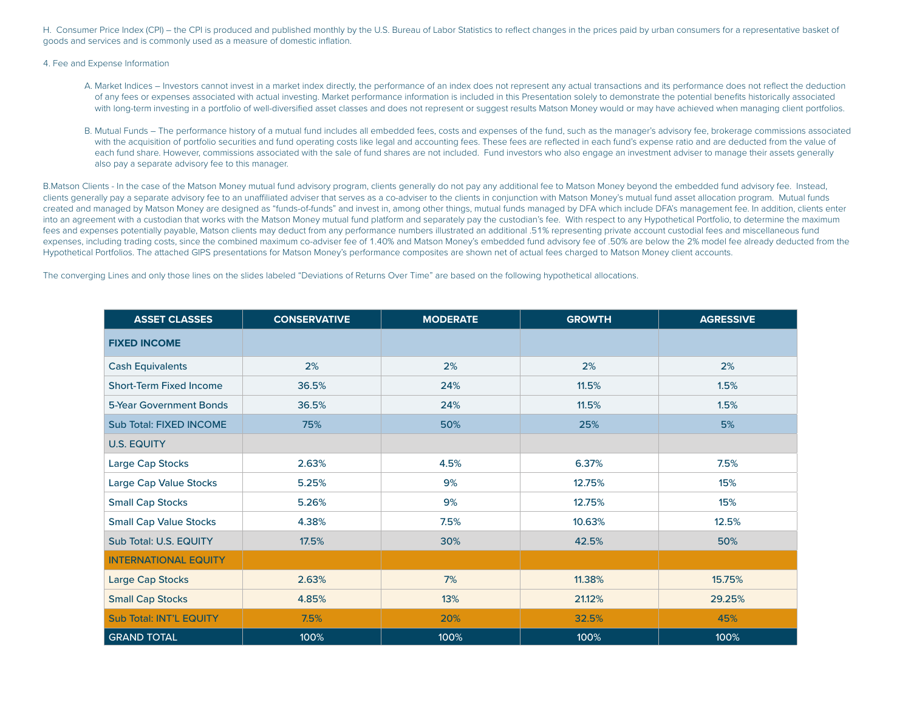H. Consumer Price Index (CPI) – the CPI is produced and published monthly by the U.S. Bureau of Labor Statistics to reflect changes in the prices paid by urban consumers for a representative basket of goods and services and is commonly used as a measure of domestic inflation.

4. Fee and Expense Information

A. Market Indices – Investors cannot invest in a market index directly, the performance of an index does not represent any actual transactions and its performance does not reflect the deduction of any fees or expenses associated with actual investing. Market performance information is included in this Presentation solely to demonstrate the potential benefits historically associated with long-term investing in a portfolio of well-diversified asset classes and does not represent or suggest results Matson Money would or may have achieved when managing client portfolios.

B. Mutual Funds – The performance history of a mutual fund includes all embedded fees, costs and expenses of the fund, such as the manager's advisory fee, brokerage commissions associated with the acquisition of portfolio securities and fund operating costs like legal and accounting fees. These fees are reflected in each fund's expense ratio and are deducted from the value of each fund share. However, commissions associated with the sale of fund shares are not included. Fund investors who also engage an investment adviser to manage their assets generally also pay a separate advisory fee to this manager.

B.Matson Clients - In the case of the Matson Money mutual fund advisory program, clients generally do not pay any additional fee to Matson Money beyond the embedded fund advisory fee. Instead, clients generally pay a separate advisory fee to an unaffiliated adviser that serves as a co-adviser to the clients in conjunction with Matson Money's mutual fund asset allocation program. Mutual funds created and managed by Matson Money are designed as "funds-of-funds" and invest in, among other things, mutual funds managed by DFA which include DFA's management fee. In addition, clients enter into an agreement with a custodian that works with the Matson Money mutual fund platform and separately pay the custodian's fee. With respect to any Hypothetical Portfolio, to determine the maximum fees and expenses potentially payable, Matson clients may deduct from any performance numbers illustrated an additional .51% representing private account custodial fees and miscellaneous fund expenses, including trading costs, since the combined maximum co-adviser fee of 1.40% and Matson Money's embedded fund advisory fee of .50% are below the 2% model fee already deducted from the Hypothetical Portfolios. The attached GIPS presentations for Matson Money's performance composites are shown net of actual fees charged to Matson Money client accounts.

The converging Lines and only those lines on the slides labeled "Deviations of Returns Over Time" are based on the following hypothetical allocations.

| ASSET CLASSES | CONSERVATIVE | MODERATE | GROWTH | AGRESSIVE |
|---|---|---|---|---|
| **FIXED INCOME** | | | | |
| Cash Equivalents | 2% | 2% | 2% | 2% |
| Short-Term Fixed Income | 36.5% | 24% | 11.5% | 1.5% |
| 5-Year Government Bonds | 36.5% | 24% | 11.5% | 1.5% |
| Sub Total: FIXED INCOME | 75% | 50% | 25% | 5% |
| **U.S. EQUITY** | | | | |
| Large Cap Stocks | 2.63% | 4.5% | 6.37% | 7.5% |
| Large Cap Value Stocks | 5.25% | 9% | 12.75% | 15% |
| Small Cap Stocks | 5.26% | 9% | 12.75% | 15% |
| Small Cap Value Stocks | 4.38% | 7.5% | 10.63% | 12.5% |
| Sub Total: U.S. EQUITY | 17.5% | 30% | 42.5% | 50% |
| **INTERNATIONAL EQUITY** | | | | |
| Large Cap Stocks | 2.63% | 7% | 11.38% | 15.75% |
| Small Cap Stocks | 4.85% | 13% | 21.12% | 29.25% |
| Sub Total: INT'L EQUITY | 7.5% | 20% | 32.5% | 45% |
| GRAND TOTAL | 100% | 100% | 100% | 100% |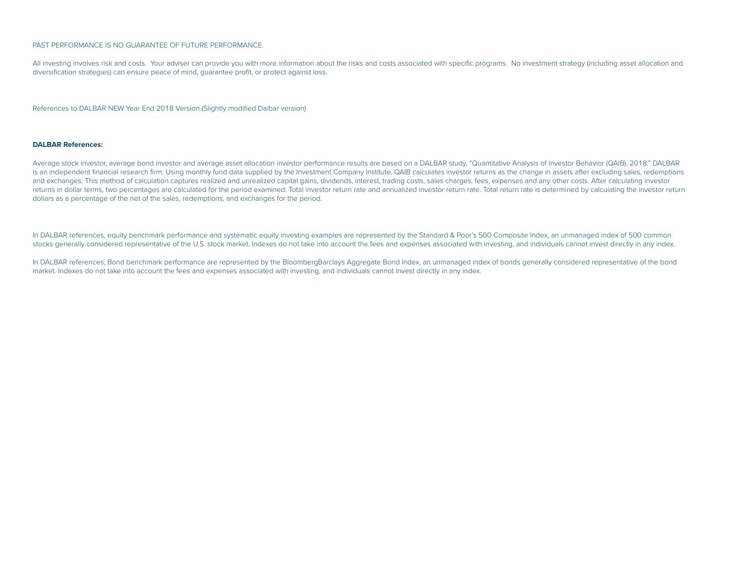PAST PERFORMANCE IS NO GUARANTEE OF FUTURE PERFORMANCE.

All investing involves risk and costs. Your adviser can provide you with more information about the risks and costs associated with specific programs. No investment strategy (including asset allocation and diversification strategies) can ensure peace of mind, guarantee profit, or protect against loss.

References to DALBAR NEW Year End 2018 Version (Slightly modified Dalbar version)

**DALBAR References:**

Average stock investor, average bond investor and average asset allocation investor performance results are based on a DALBAR study, "Quantitative Analysis of Investor Behavior (QAIB), 2018." DALBAR is an independent financial research firm. Using monthly fund data supplied by the Investment Company Institute, QAIB calculates investor returns as the change in assets after excluding sales, redemptions and exchanges. This method of calculation captures realized and unrealized capital gains, dividends, interest, trading costs, sales charges, fees, expenses and any other costs. After calculating investor returns in dollar terms, two percentages are calculated for the period examined: Total investor return rate and annualized investor return rate. Total return rate is determined by calculating the investor return dollars as a percentage of the net of the sales, redemptions, and exchanges for the period.

In DALBAR references, equity benchmark performance and systematic equity investing examples are represented by the Standard & Poor's 500 Composite Index, an unmanaged index of 500 common stocks generally considered representative of the U.S. stock market. Indexes do not take into account the fees and expenses associated with investing, and individuals cannot invest directly in any index.

In DALBAR references, Bond benchmark performance are represented by the BloombergBarclays Aggregate Bond Index, an unmanaged index of bonds generally considered representative of the bond market. Indexes do not take into account the fees and expenses associated with investing, and individuals cannot invest directly in any index.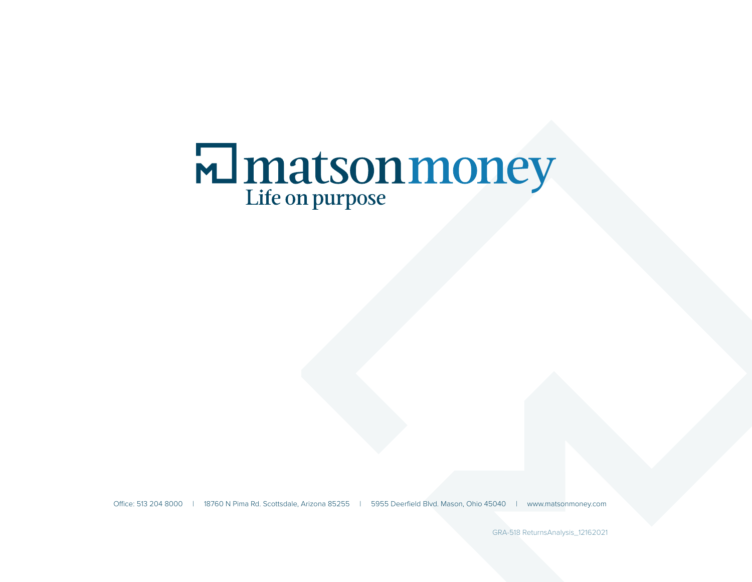matson money

Life on purpose

Office: 513 204 8000 | 18760 N Pima Rd. Scottsdale, Arizona 85255 | 5955 Deerfield Blvd. Mason, Ohio 45040 | www.matsonmoney.com

GRA-518 ReturnsAnalysis_12162021